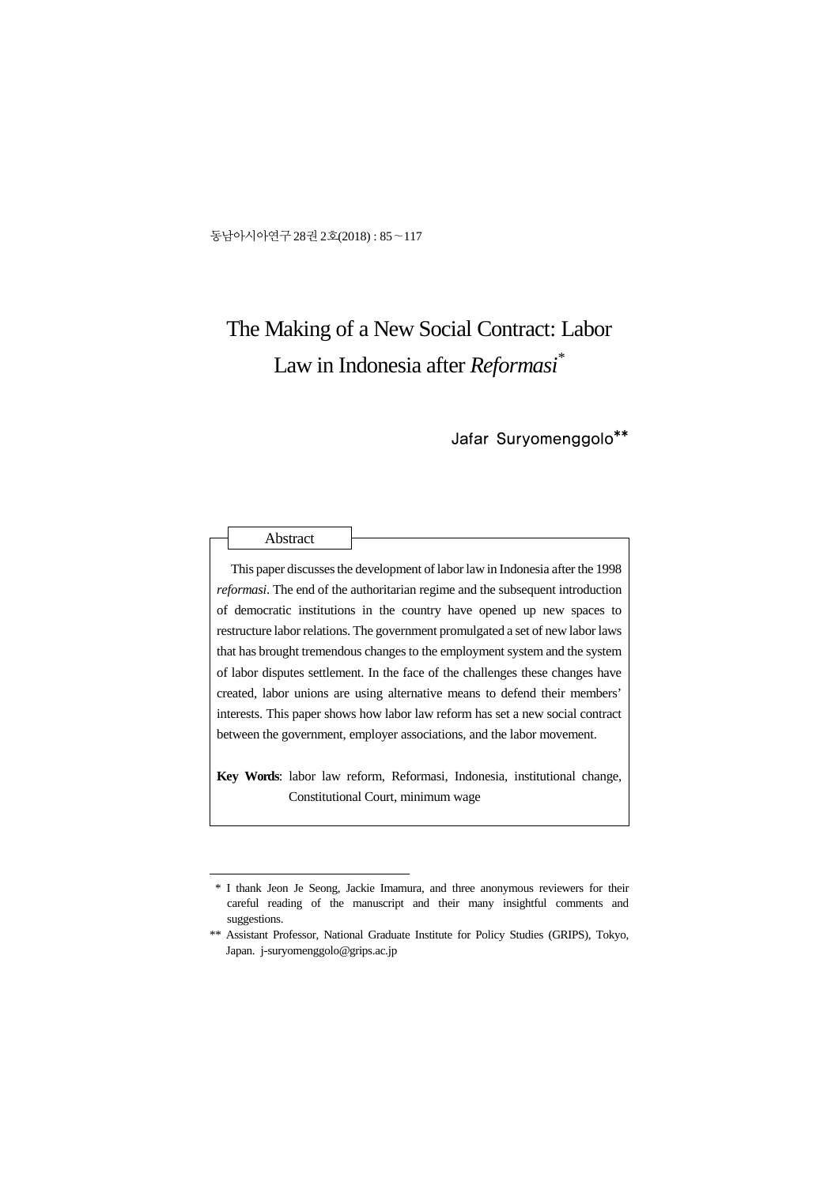# The Making of a New Social Contract: Labor Law in Indonesia after *Reformasi*[*]

Jafar Suryomenggolo[**]

## Abstract

This paper discusses the development of labor law in Indonesia after the 1998 *reformasi*. The end of the authoritarian regime and the subsequent introduction of democratic institutions in the country have opened up new spaces to restructure labor relations. The government promulgated a set of new labor laws that has brought tremendous changes to the employment system and the system of labor disputes settlement. In the face of the challenges these changes have created, labor unions are using alternative means to defend their members' interests. This paper shows how labor law reform has set a new social contract between the government, employer associations, and the labor movement.

**Key Words**: labor law reform, Reformasi, Indonesia, institutional change, Constitutional Court, minimum wage

---

[*] I thank Jeon Je Seong, Jackie Imamura, and three anonymous reviewers for their careful reading of the manuscript and their many insightful comments and suggestions.

[**] Assistant Professor, National Graduate Institute for Policy Studies (GRIPS), Tokyo, Japan. j-suryomenggolo@grips.ac.jp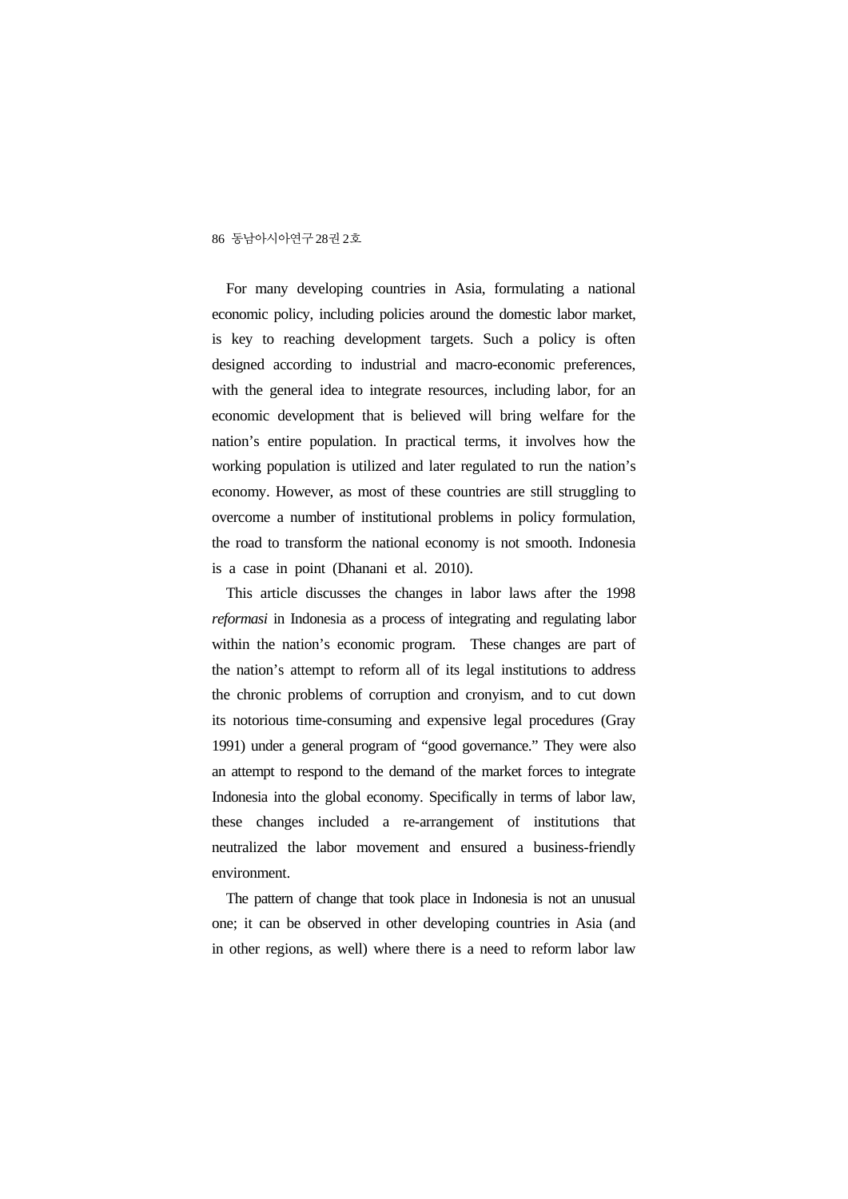For many developing countries in Asia, formulating a national economic policy, including policies around the domestic labor market, is key to reaching development targets. Such a policy is often designed according to industrial and macro-economic preferences, with the general idea to integrate resources, including labor, for an economic development that is believed will bring welfare for the nation's entire population. In practical terms, it involves how the working population is utilized and later regulated to run the nation's economy. However, as most of these countries are still struggling to overcome a number of institutional problems in policy formulation, the road to transform the national economy is not smooth. Indonesia is a case in point (Dhanani et al. 2010).

This article discusses the changes in labor laws after the 1998 *reformasi* in Indonesia as a process of integrating and regulating labor within the nation's economic program. These changes are part of the nation's attempt to reform all of its legal institutions to address the chronic problems of corruption and cronyism, and to cut down its notorious time-consuming and expensive legal procedures (Gray 1991) under a general program of "good governance." They were also an attempt to respond to the demand of the market forces to integrate Indonesia into the global economy. Specifically in terms of labor law, these changes included a re-arrangement of institutions that neutralized the labor movement and ensured a business-friendly environment.

The pattern of change that took place in Indonesia is not an unusual one; it can be observed in other developing countries in Asia (and in other regions, as well) where there is a need to reform labor law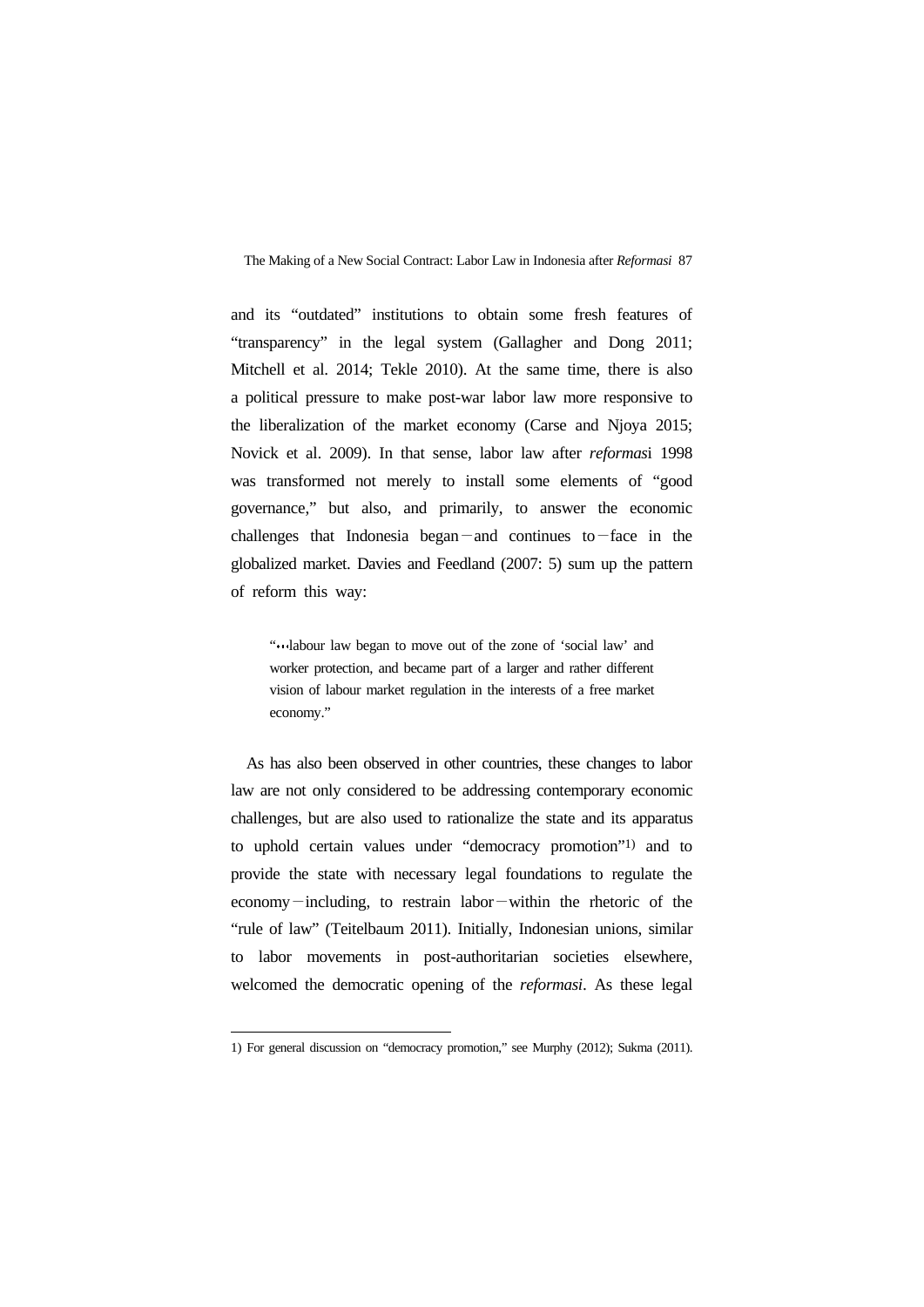and its “outdated” institutions to obtain some fresh features of “transparency” in the legal system (Gallagher and Dong 2011; Mitchell et al. 2014; Tekle 2010). At the same time, there is also a political pressure to make post-war labor law more responsive to the liberalization of the market economy (Carse and Njoya 2015; Novick et al. 2009). In that sense, labor law after *reformasi* 1998 was transformed not merely to install some elements of “good governance,” but also, and primarily, to answer the economic challenges that Indonesia began—and continues to—face in the globalized market. Davies and Feedland (2007: 5) sum up the pattern of reform this way:

> “…labour law began to move out of the zone of ‘social law’ and worker protection, and became part of a larger and rather different vision of labour market regulation in the interests of a free market economy.”

As has also been observed in other countries, these changes to labor law are not only considered to be addressing contemporary economic challenges, but are also used to rationalize the state and its apparatus to uphold certain values under “democracy promotion”[1] and to provide the state with necessary legal foundations to regulate the economy—including, to restrain labor—within the rhetoric of the “rule of law” (Teitelbaum 2011). Initially, Indonesian unions, similar to labor movements in post-authoritarian societies elsewhere, welcomed the democratic opening of the *reformasi*. As these legal

1) For general discussion on “democracy promotion,” see Murphy (2012); Sukma (2011).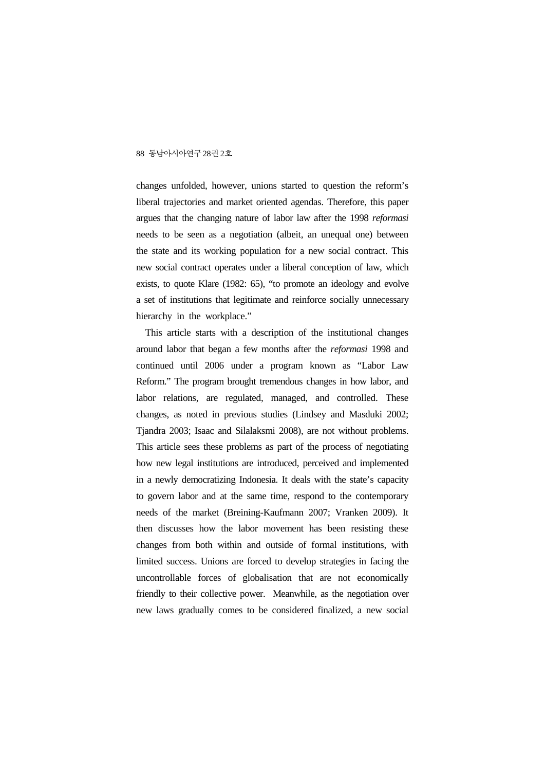changes unfolded, however, unions started to question the reform's liberal trajectories and market oriented agendas. Therefore, this paper argues that the changing nature of labor law after the 1998 *reformasi* needs to be seen as a negotiation (albeit, an unequal one) between the state and its working population for a new social contract. This new social contract operates under a liberal conception of law, which exists, to quote Klare (1982: 65), "to promote an ideology and evolve a set of institutions that legitimate and reinforce socially unnecessary hierarchy in the workplace."

This article starts with a description of the institutional changes around labor that began a few months after the *reformasi* 1998 and continued until 2006 under a program known as "Labor Law Reform." The program brought tremendous changes in how labor, and labor relations, are regulated, managed, and controlled. These changes, as noted in previous studies (Lindsey and Masduki 2002; Tjandra 2003; Isaac and Silalaksmi 2008), are not without problems. This article sees these problems as part of the process of negotiating how new legal institutions are introduced, perceived and implemented in a newly democratizing Indonesia. It deals with the state's capacity to govern labor and at the same time, respond to the contemporary needs of the market (Breining-Kaufmann 2007; Vranken 2009). It then discusses how the labor movement has been resisting these changes from both within and outside of formal institutions, with limited success. Unions are forced to develop strategies in facing the uncontrollable forces of globalisation that are not economically friendly to their collective power. Meanwhile, as the negotiation over new laws gradually comes to be considered finalized, a new social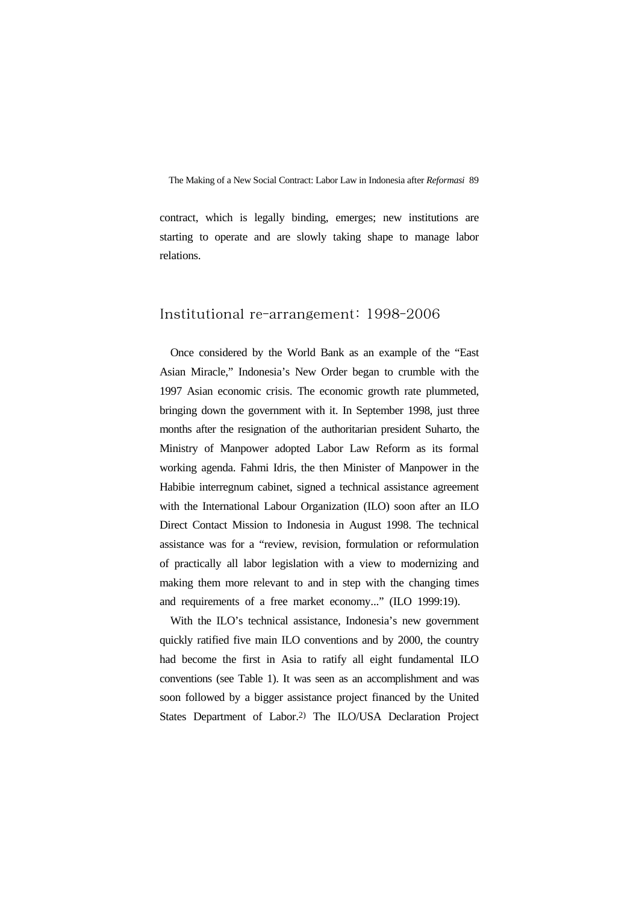contract, which is legally binding, emerges; new institutions are starting to operate and are slowly taking shape to manage labor relations.

## Institutional re-arrangement: 1998-2006

Once considered by the World Bank as an example of the "East Asian Miracle," Indonesia's New Order began to crumble with the 1997 Asian economic crisis. The economic growth rate plummeted, bringing down the government with it. In September 1998, just three months after the resignation of the authoritarian president Suharto, the Ministry of Manpower adopted Labor Law Reform as its formal working agenda. Fahmi Idris, the then Minister of Manpower in the Habibie interregnum cabinet, signed a technical assistance agreement with the International Labour Organization (ILO) soon after an ILO Direct Contact Mission to Indonesia in August 1998. The technical assistance was for a "review, revision, formulation or reformulation of practically all labor legislation with a view to modernizing and making them more relevant to and in step with the changing times and requirements of a free market economy..." (ILO 1999:19).

With the ILO's technical assistance, Indonesia's new government quickly ratified five main ILO conventions and by 2000, the country had become the first in Asia to ratify all eight fundamental ILO conventions (see Table 1). It was seen as an accomplishment and was soon followed by a bigger assistance project financed by the United States Department of Labor.[2] The ILO/USA Declaration Project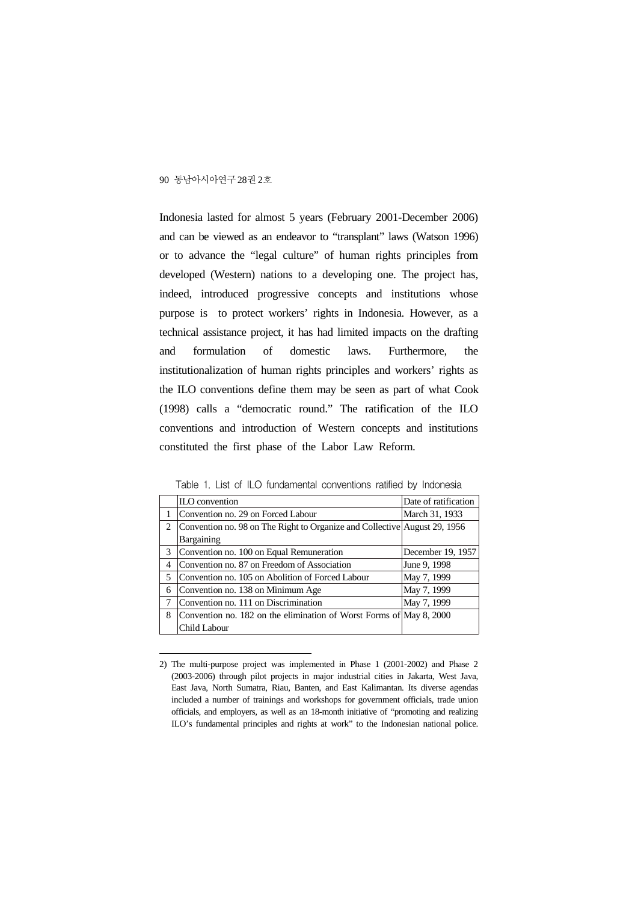Indonesia lasted for almost 5 years (February 2001-December 2006) and can be viewed as an endeavor to "transplant" laws (Watson 1996) or to advance the "legal culture" of human rights principles from developed (Western) nations to a developing one. The project has, indeed, introduced progressive concepts and institutions whose purpose is to protect workers' rights in Indonesia. However, as a technical assistance project, it has had limited impacts on the drafting and formulation of domestic laws. Furthermore, the institutionalization of human rights principles and workers' rights as the ILO conventions define them may be seen as part of what Cook (1998) calls a "democratic round." The ratification of the ILO conventions and introduction of Western concepts and institutions constituted the first phase of the Labor Law Reform.

Table 1. List of ILO fundamental conventions ratified by Indonesia

| | ILO convention | Date of ratification |
|---|---|---|
| 1 | Convention no. 29 on Forced Labour | March 31, 1933 |
| 2 | Convention no. 98 on The Right to Organize and Collective Bargaining | August 29, 1956 |
| 3 | Convention no. 100 on Equal Remuneration | December 19, 1957 |
| 4 | Convention no. 87 on Freedom of Association | June 9, 1998 |
| 5 | Convention no. 105 on Abolition of Forced Labour | May 7, 1999 |
| 6 | Convention no. 138 on Minimum Age | May 7, 1999 |
| 7 | Convention no. 111 on Discrimination | May 7, 1999 |
| 8 | Convention no. 182 on the elimination of Worst Forms of Child Labour | May 8, 2000 |

2) The multi-purpose project was implemented in Phase 1 (2001-2002) and Phase 2 (2003-2006) through pilot projects in major industrial cities in Jakarta, West Java, East Java, North Sumatra, Riau, Banten, and East Kalimantan. Its diverse agendas included a number of trainings and workshops for government officials, trade union officials, and employers, as well as an 18-month initiative of "promoting and realizing ILO's fundamental principles and rights at work" to the Indonesian national police.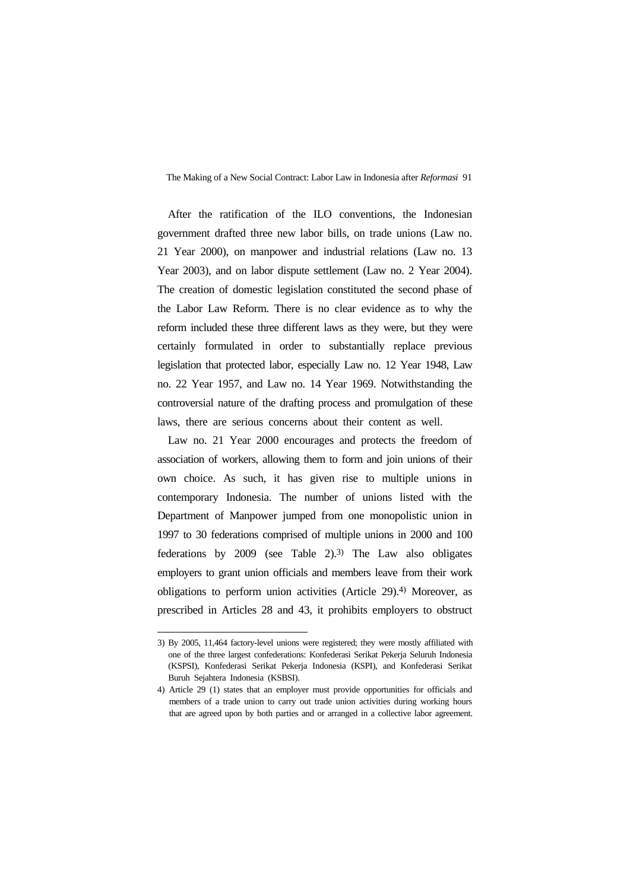After the ratification of the ILO conventions, the Indonesian government drafted three new labor bills, on trade unions (Law no. 21 Year 2000), on manpower and industrial relations (Law no. 13 Year 2003), and on labor dispute settlement (Law no. 2 Year 2004). The creation of domestic legislation constituted the second phase of the Labor Law Reform. There is no clear evidence as to why the reform included these three different laws as they were, but they were certainly formulated in order to substantially replace previous legislation that protected labor, especially Law no. 12 Year 1948, Law no. 22 Year 1957, and Law no. 14 Year 1969. Notwithstanding the controversial nature of the drafting process and promulgation of these laws, there are serious concerns about their content as well.

Law no. 21 Year 2000 encourages and protects the freedom of association of workers, allowing them to form and join unions of their own choice. As such, it has given rise to multiple unions in contemporary Indonesia. The number of unions listed with the Department of Manpower jumped from one monopolistic union in 1997 to 30 federations comprised of multiple unions in 2000 and 100 federations by 2009 (see Table 2).[3] The Law also obligates employers to grant union officials and members leave from their work obligations to perform union activities (Article 29).[4] Moreover, as prescribed in Articles 28 and 43, it prohibits employers to obstruct

---

3) By 2005, 11,464 factory-level unions were registered; they were mostly affiliated with one of the three largest confederations: Konfederasi Serikat Pekerja Seluruh Indonesia (KSPSI), Konfederasi Serikat Pekerja Indonesia (KSPI), and Konfederasi Serikat Buruh Sejahtera Indonesia (KSBSI).

4) Article 29 (1) states that an employer must provide opportunities for officials and members of a trade union to carry out trade union activities during working hours that are agreed upon by both parties and or arranged in a collective labor agreement.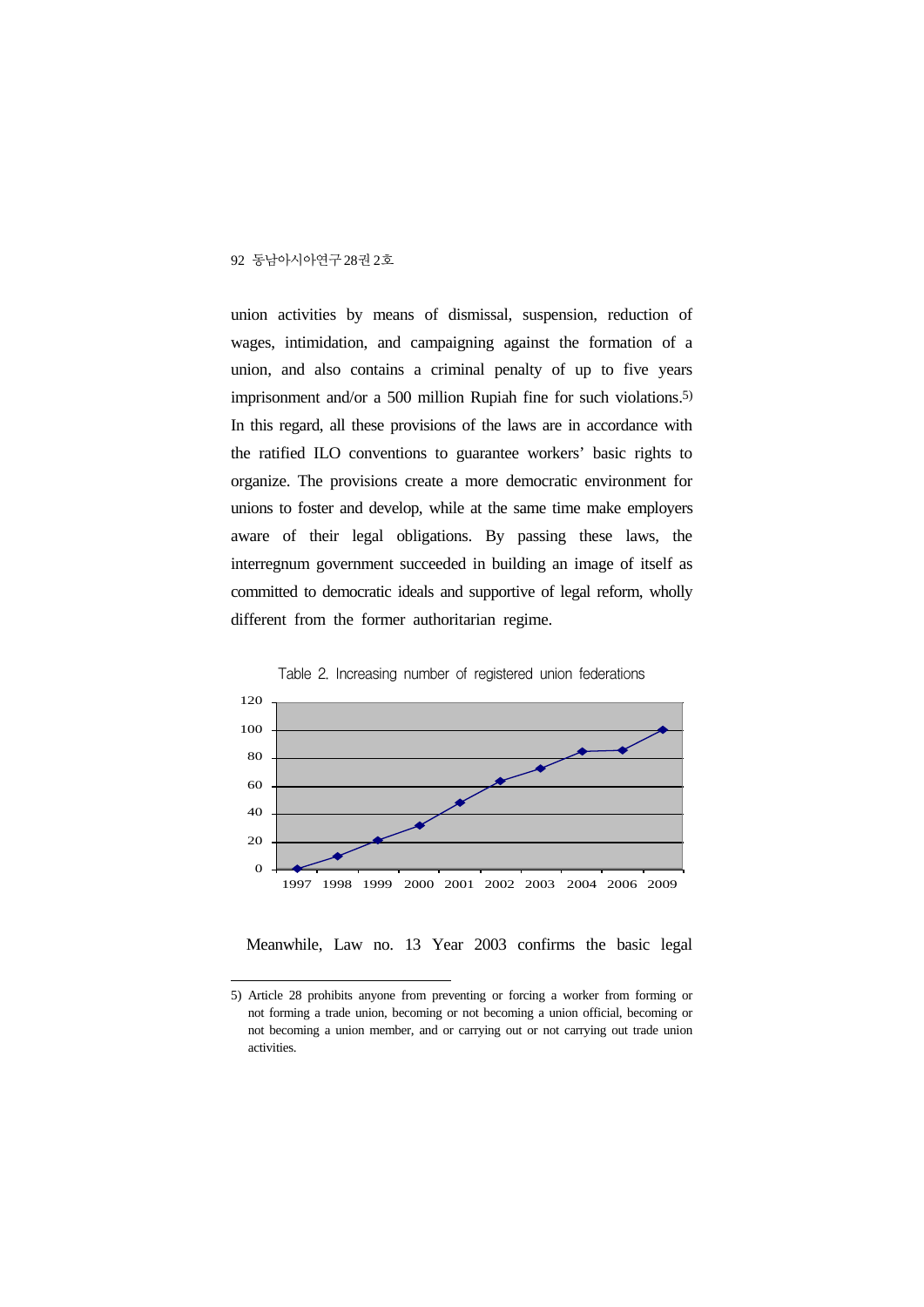union activities by means of dismissal, suspension, reduction of wages, intimidation, and campaigning against the formation of a union, and also contains a criminal penalty of up to five years imprisonment and/or a 500 million Rupiah fine for such violations.[5] In this regard, all these provisions of the laws are in accordance with the ratified ILO conventions to guarantee workers' basic rights to organize. The provisions create a more democratic environment for unions to foster and develop, while at the same time make employers aware of their legal obligations. By passing these laws, the interregnum government succeeded in building an image of itself as committed to democratic ideals and supportive of legal reform, wholly different from the former authoritarian regime.

Table 2. Increasing number of registered union federations

| Year | Number |
|---|---|
| 1997 | 0 |
| 1998 | 9 |
| 1999 | 20 |
| 2000 | 31 |
| 2001 | 47 |
| 2002 | 63 |
| 2003 | 72 |
| 2004 | 84 |
| 2006 | 85 |
| 2009 | 100 |

Meanwhile, Law no. 13 Year 2003 confirms the basic legal

---

5) Article 28 prohibits anyone from preventing or forcing a worker from forming or not forming a trade union, becoming or not becoming a union official, becoming or not becoming a union member, and or carrying out or not carrying out trade union activities.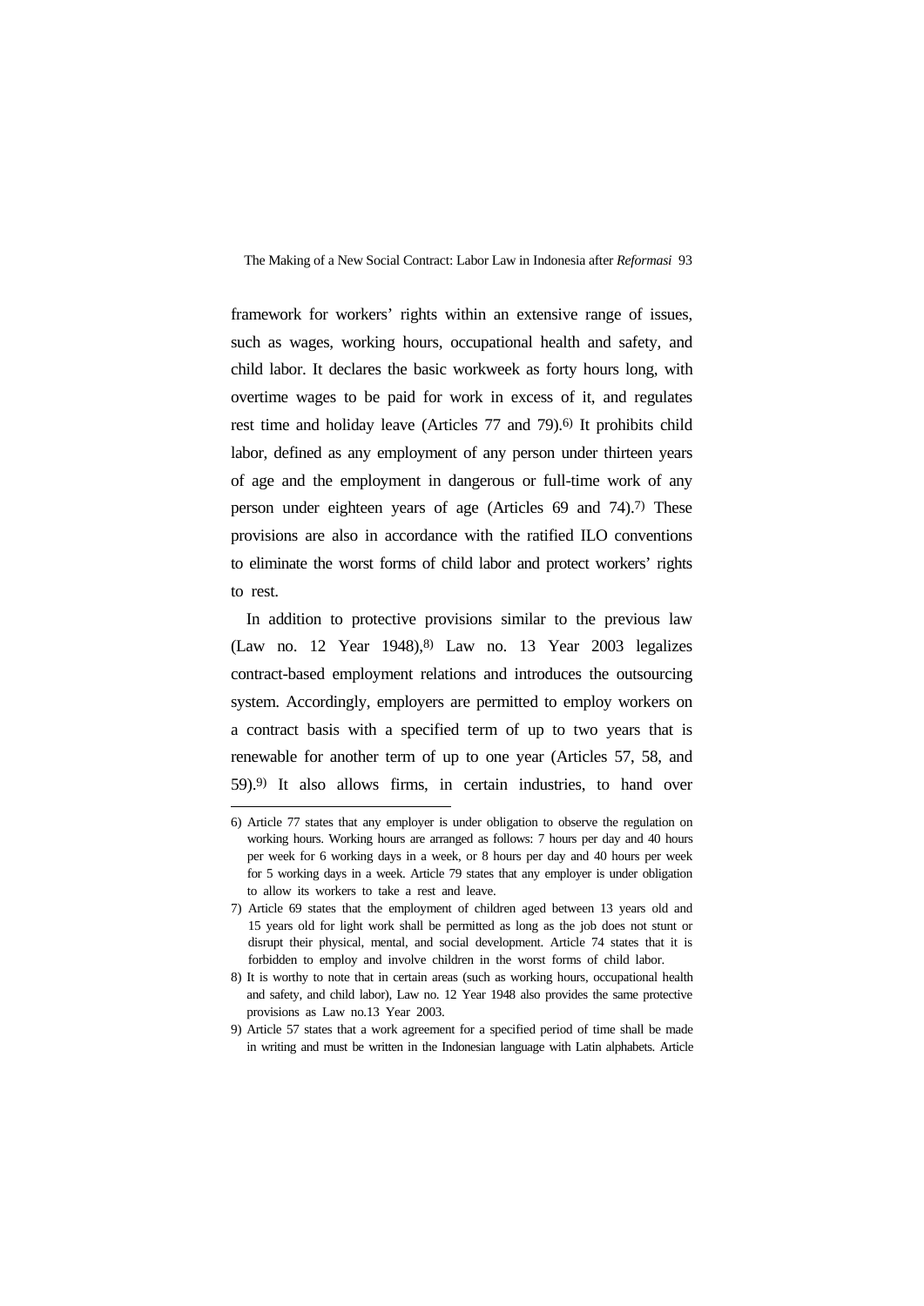framework for workers' rights within an extensive range of issues, such as wages, working hours, occupational health and safety, and child labor. It declares the basic workweek as forty hours long, with overtime wages to be paid for work in excess of it, and regulates rest time and holiday leave (Articles 77 and 79).[6] It prohibits child labor, defined as any employment of any person under thirteen years of age and the employment in dangerous or full-time work of any person under eighteen years of age (Articles 69 and 74).[7] These provisions are also in accordance with the ratified ILO conventions to eliminate the worst forms of child labor and protect workers' rights to rest.

In addition to protective provisions similar to the previous law (Law no. 12 Year 1948),[8] Law no. 13 Year 2003 legalizes contract-based employment relations and introduces the outsourcing system. Accordingly, employers are permitted to employ workers on a contract basis with a specified term of up to two years that is renewable for another term of up to one year (Articles 57, 58, and 59).[9] It also allows firms, in certain industries, to hand over

---

6) Article 77 states that any employer is under obligation to observe the regulation on working hours. Working hours are arranged as follows: 7 hours per day and 40 hours per week for 6 working days in a week, or 8 hours per day and 40 hours per week for 5 working days in a week. Article 79 states that any employer is under obligation to allow its workers to take a rest and leave.

7) Article 69 states that the employment of children aged between 13 years old and 15 years old for light work shall be permitted as long as the job does not stunt or disrupt their physical, mental, and social development. Article 74 states that it is forbidden to employ and involve children in the worst forms of child labor.

8) It is worthy to note that in certain areas (such as working hours, occupational health and safety, and child labor), Law no. 12 Year 1948 also provides the same protective provisions as Law no.13 Year 2003.

9) Article 57 states that a work agreement for a specified period of time shall be made in writing and must be written in the Indonesian language with Latin alphabets. Article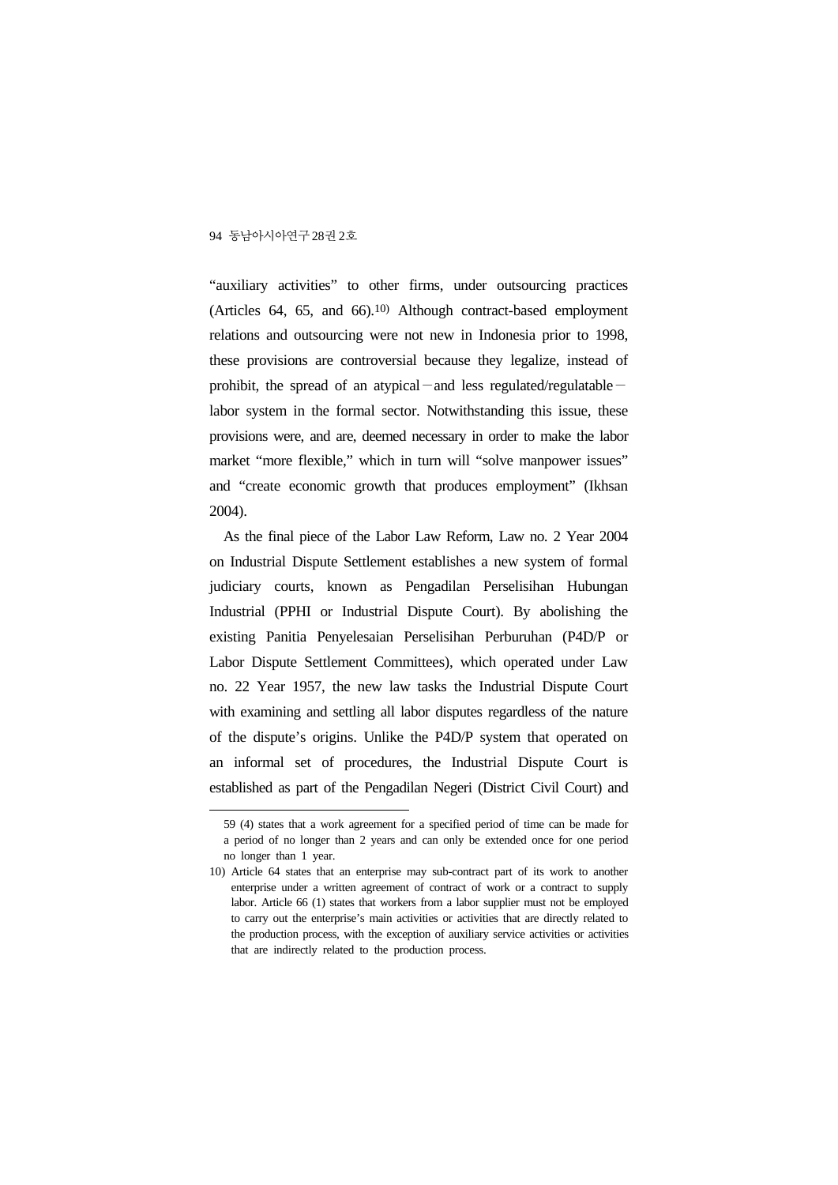"auxiliary activities" to other firms, under outsourcing practices (Articles 64, 65, and 66).[10] Although contract-based employment relations and outsourcing were not new in Indonesia prior to 1998, these provisions are controversial because they legalize, instead of prohibit, the spread of an atypical－and less regulated/regulatable－labor system in the formal sector. Notwithstanding this issue, these provisions were, and are, deemed necessary in order to make the labor market "more flexible," which in turn will "solve manpower issues" and "create economic growth that produces employment" (Ikhsan 2004).

As the final piece of the Labor Law Reform, Law no. 2 Year 2004 on Industrial Dispute Settlement establishes a new system of formal judiciary courts, known as Pengadilan Perselisihan Hubungan Industrial (PPHI or Industrial Dispute Court). By abolishing the existing Panitia Penyelesaian Perselisihan Perburuhan (P4D/P or Labor Dispute Settlement Committees), which operated under Law no. 22 Year 1957, the new law tasks the Industrial Dispute Court with examining and settling all labor disputes regardless of the nature of the dispute's origins. Unlike the P4D/P system that operated on an informal set of procedures, the Industrial Dispute Court is established as part of the Pengadilan Negeri (District Civil Court) and

---

59 (4) states that a work agreement for a specified period of time can be made for a period of no longer than 2 years and can only be extended once for one period no longer than 1 year.

10) Article 64 states that an enterprise may sub-contract part of its work to another enterprise under a written agreement of contract of work or a contract to supply labor. Article 66 (1) states that workers from a labor supplier must not be employed to carry out the enterprise's main activities or activities that are directly related to the production process, with the exception of auxiliary service activities or activities that are indirectly related to the production process.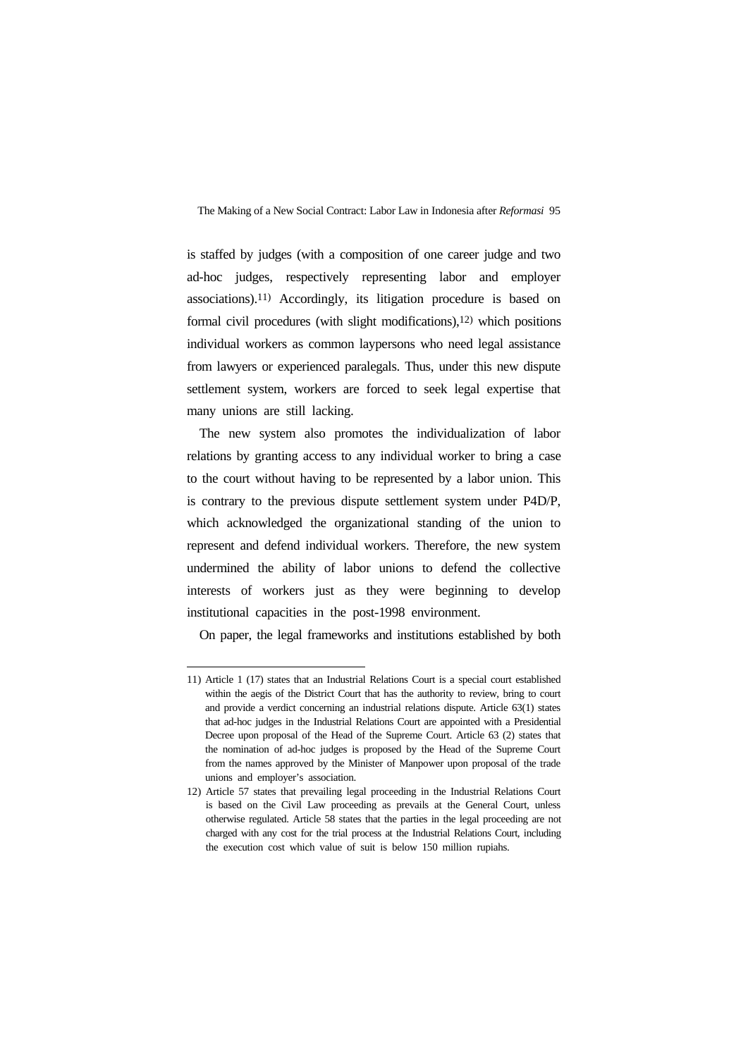is staffed by judges (with a composition of one career judge and two ad-hoc judges, respectively representing labor and employer associations).[11] Accordingly, its litigation procedure is based on formal civil procedures (with slight modifications),[12] which positions individual workers as common laypersons who need legal assistance from lawyers or experienced paralegals. Thus, under this new dispute settlement system, workers are forced to seek legal expertise that many unions are still lacking.

The new system also promotes the individualization of labor relations by granting access to any individual worker to bring a case to the court without having to be represented by a labor union. This is contrary to the previous dispute settlement system under P4D/P, which acknowledged the organizational standing of the union to represent and defend individual workers. Therefore, the new system undermined the ability of labor unions to defend the collective interests of workers just as they were beginning to develop institutional capacities in the post-1998 environment.

On paper, the legal frameworks and institutions established by both

---

11) Article 1 (17) states that an Industrial Relations Court is a special court established within the aegis of the District Court that has the authority to review, bring to court and provide a verdict concerning an industrial relations dispute. Article 63(1) states that ad-hoc judges in the Industrial Relations Court are appointed with a Presidential Decree upon proposal of the Head of the Supreme Court. Article 63 (2) states that the nomination of ad-hoc judges is proposed by the Head of the Supreme Court from the names approved by the Minister of Manpower upon proposal of the trade unions and employer's association.

12) Article 57 states that prevailing legal proceeding in the Industrial Relations Court is based on the Civil Law proceeding as prevails at the General Court, unless otherwise regulated. Article 58 states that the parties in the legal proceeding are not charged with any cost for the trial process at the Industrial Relations Court, including the execution cost which value of suit is below 150 million rupiahs.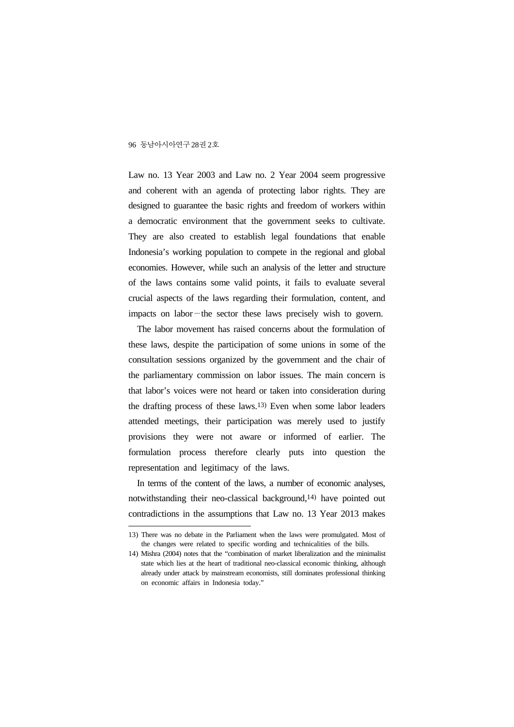Law no. 13 Year 2003 and Law no. 2 Year 2004 seem progressive and coherent with an agenda of protecting labor rights. They are designed to guarantee the basic rights and freedom of workers within a democratic environment that the government seeks to cultivate. They are also created to establish legal foundations that enable Indonesia's working population to compete in the regional and global economies. However, while such an analysis of the letter and structure of the laws contains some valid points, it fails to evaluate several crucial aspects of the laws regarding their formulation, content, and impacts on labor－the sector these laws precisely wish to govern.

The labor movement has raised concerns about the formulation of these laws, despite the participation of some unions in some of the consultation sessions organized by the government and the chair of the parliamentary commission on labor issues. The main concern is that labor's voices were not heard or taken into consideration during the drafting process of these laws.[13] Even when some labor leaders attended meetings, their participation was merely used to justify provisions they were not aware or informed of earlier. The formulation process therefore clearly puts into question the representation and legitimacy of the laws.

In terms of the content of the laws, a number of economic analyses, notwithstanding their neo-classical background,[14] have pointed out contradictions in the assumptions that Law no. 13 Year 2013 makes

---

13) There was no debate in the Parliament when the laws were promulgated. Most of the changes were related to specific wording and technicalities of the bills.

14) Mishra (2004) notes that the "combination of market liberalization and the minimalist state which lies at the heart of traditional neo-classical economic thinking, although already under attack by mainstream economists, still dominates professional thinking on economic affairs in Indonesia today."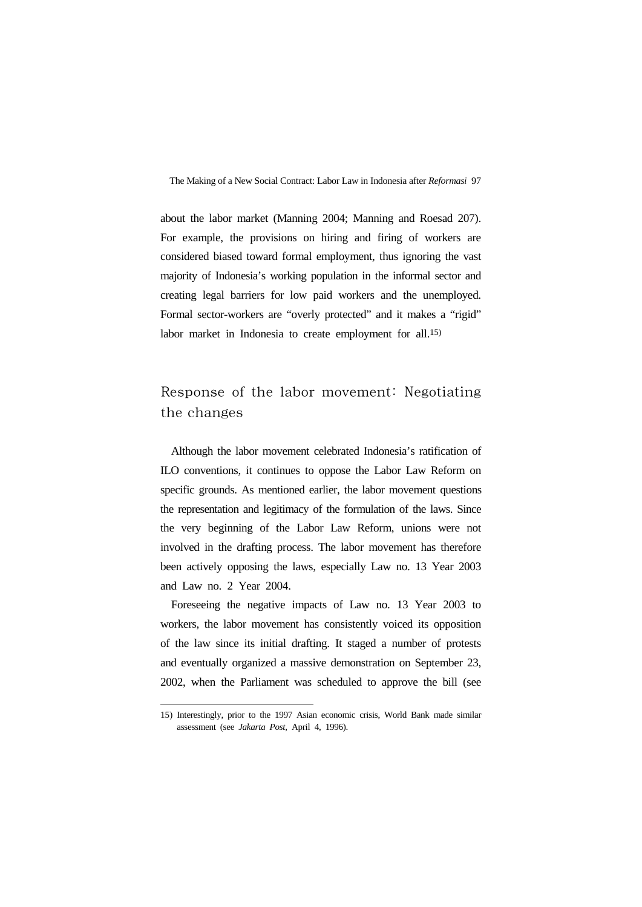about the labor market (Manning 2004; Manning and Roesad 207). For example, the provisions on hiring and firing of workers are considered biased toward formal employment, thus ignoring the vast majority of Indonesia's working population in the informal sector and creating legal barriers for low paid workers and the unemployed. Formal sector-workers are "overly protected" and it makes a "rigid" labor market in Indonesia to create employment for all.[15]

## Response of the labor movement: Negotiating the changes

Although the labor movement celebrated Indonesia's ratification of ILO conventions, it continues to oppose the Labor Law Reform on specific grounds. As mentioned earlier, the labor movement questions the representation and legitimacy of the formulation of the laws. Since the very beginning of the Labor Law Reform, unions were not involved in the drafting process. The labor movement has therefore been actively opposing the laws, especially Law no. 13 Year 2003 and Law no. 2 Year 2004.

Foreseeing the negative impacts of Law no. 13 Year 2003 to workers, the labor movement has consistently voiced its opposition of the law since its initial drafting. It staged a number of protests and eventually organized a massive demonstration on September 23, 2002, when the Parliament was scheduled to approve the bill (see

---

15) Interestingly, prior to the 1997 Asian economic crisis, World Bank made similar assessment (see *Jakarta Post*, April 4, 1996).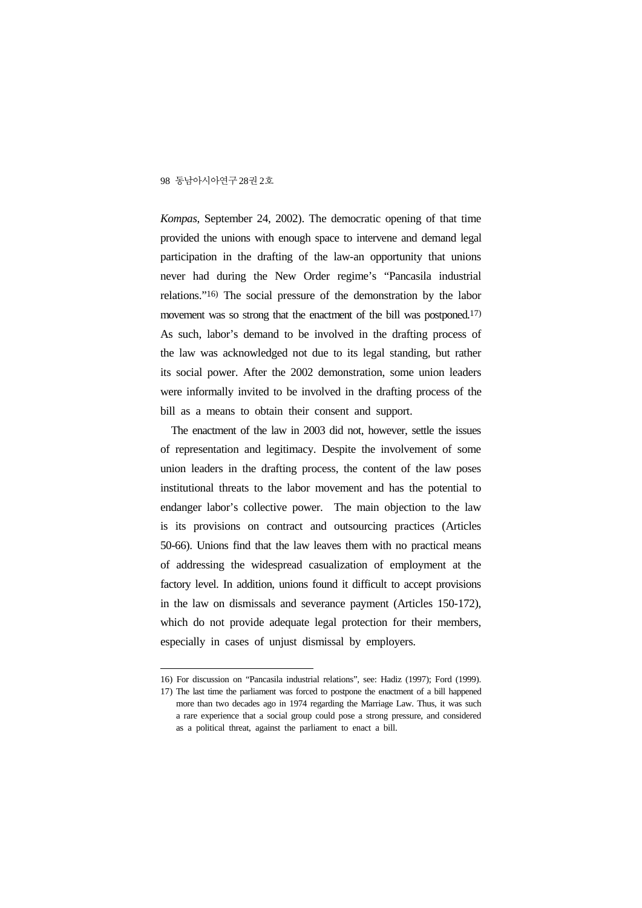*Kompas*, September 24, 2002). The democratic opening of that time provided the unions with enough space to intervene and demand legal participation in the drafting of the law-an opportunity that unions never had during the New Order regime's "Pancasila industrial relations."[16] The social pressure of the demonstration by the labor movement was so strong that the enactment of the bill was postponed.[17] As such, labor's demand to be involved in the drafting process of the law was acknowledged not due to its legal standing, but rather its social power. After the 2002 demonstration, some union leaders were informally invited to be involved in the drafting process of the bill as a means to obtain their consent and support.

The enactment of the law in 2003 did not, however, settle the issues of representation and legitimacy. Despite the involvement of some union leaders in the drafting process, the content of the law poses institutional threats to the labor movement and has the potential to endanger labor's collective power. The main objection to the law is its provisions on contract and outsourcing practices (Articles 50-66). Unions find that the law leaves them with no practical means of addressing the widespread casualization of employment at the factory level. In addition, unions found it difficult to accept provisions in the law on dismissals and severance payment (Articles 150-172), which do not provide adequate legal protection for their members, especially in cases of unjust dismissal by employers.

---

16) For discussion on "Pancasila industrial relations", see: Hadiz (1997); Ford (1999).

17) The last time the parliament was forced to postpone the enactment of a bill happened more than two decades ago in 1974 regarding the Marriage Law. Thus, it was such a rare experience that a social group could pose a strong pressure, and considered as a political threat, against the parliament to enact a bill.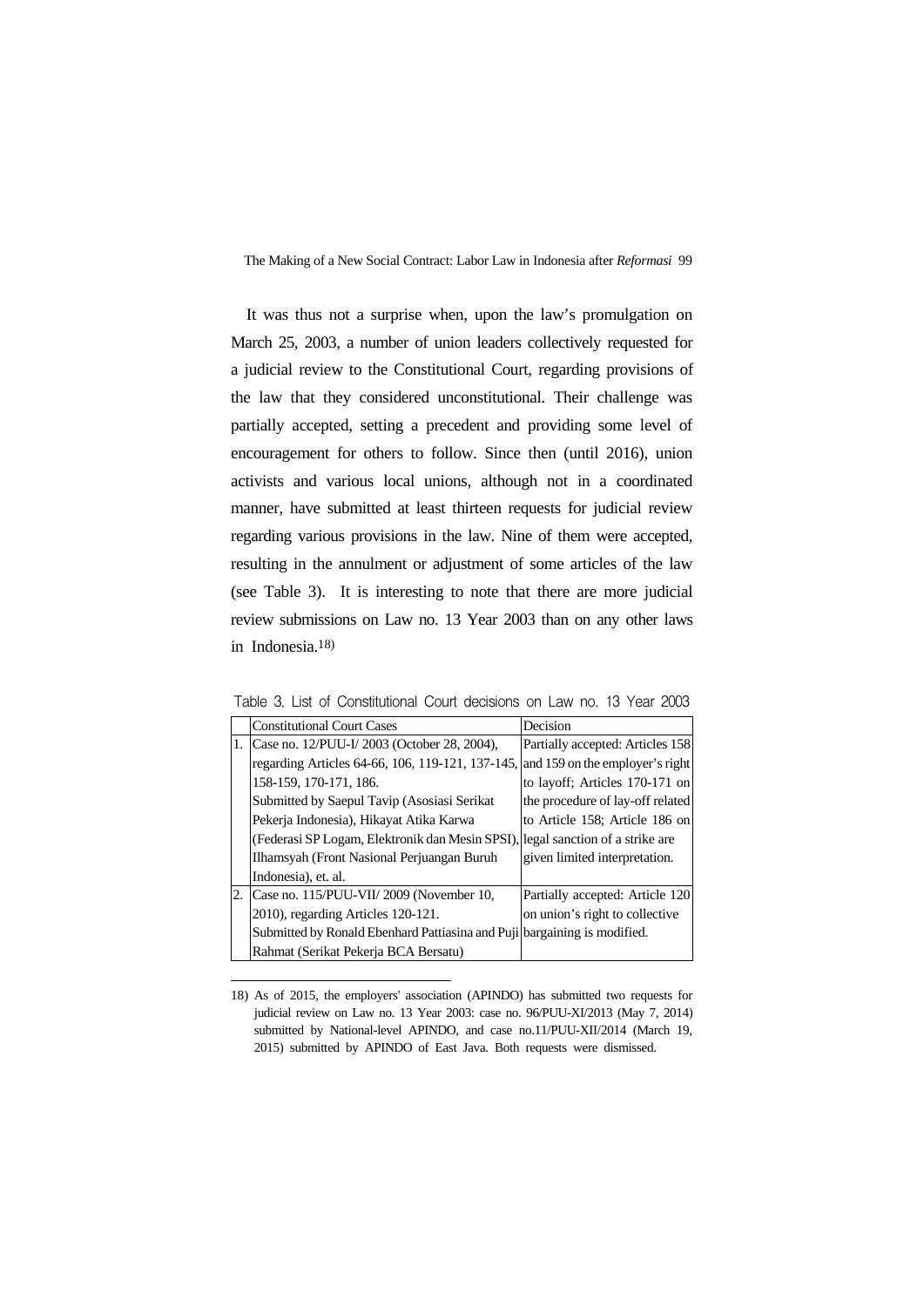It was thus not a surprise when, upon the law's promulgation on March 25, 2003, a number of union leaders collectively requested for a judicial review to the Constitutional Court, regarding provisions of the law that they considered unconstitutional. Their challenge was partially accepted, setting a precedent and providing some level of encouragement for others to follow. Since then (until 2016), union activists and various local unions, although not in a coordinated manner, have submitted at least thirteen requests for judicial review regarding various provisions in the law. Nine of them were accepted, resulting in the annulment or adjustment of some articles of the law (see Table 3). It is interesting to note that there are more judicial review submissions on Law no. 13 Year 2003 than on any other laws in Indonesia.[18]

Table 3. List of Constitutional Court decisions on Law no. 13 Year 2003

| | Constitutional Court Cases | Decision |
|---|---|---|
| 1. | Case no. 12/PUU-I/ 2003 (October 28, 2004), regarding Articles 64-66, 106, 119-121, 137-145, 158-159, 170-171, 186. Submitted by Saepul Tavip (Asosiasi Serikat Pekerja Indonesia), Hikayat Atika Karwa (Federasi SP Logam, Elektronik dan Mesin SPSI), Ilhamsyah (Front Nasional Perjuangan Buruh Indonesia), et. al. | Partially accepted: Articles 158 and 159 on the employer's right to layoff; Articles 170-171 on the procedure of lay-off related to Article 158; Article 186 on legal sanction of a strike are given limited interpretation. |
| 2. | Case no. 115/PUU-VII/ 2009 (November 10, 2010), regarding Articles 120-121. Submitted by Ronald Ebenhard Pattiasina and Puji Rahmat (Serikat Pekerja BCA Bersatu) | Partially accepted: Article 120 on union's right to collective bargaining is modified. |

18) As of 2015, the employers' association (APINDO) has submitted two requests for judicial review on Law no. 13 Year 2003: case no. 96/PUU-XI/2013 (May 7, 2014) submitted by National-level APINDO, and case no.11/PUU-XII/2014 (March 19, 2015) submitted by APINDO of East Java. Both requests were dismissed.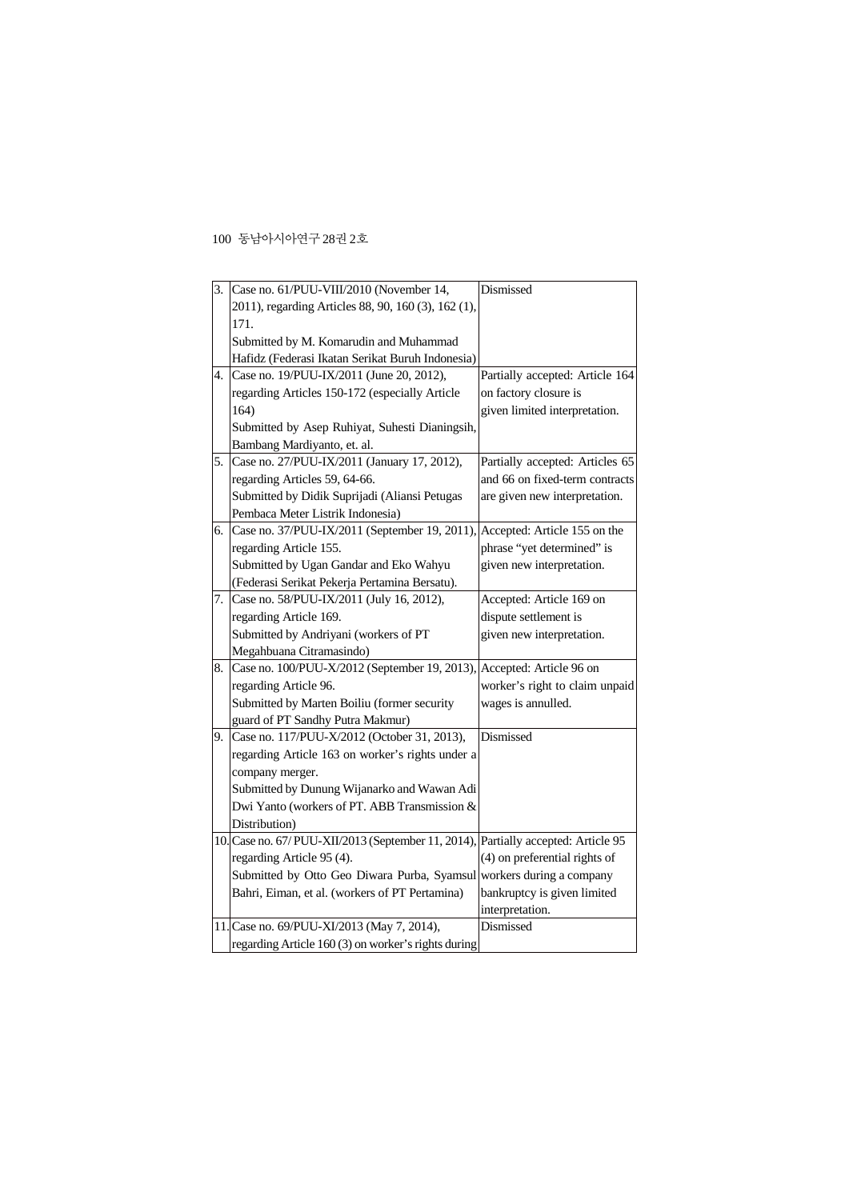| | | |
|---|---|---|
| 3. | Case no. 61/PUU-VIII/2010 (November 14, 2011), regarding Articles 88, 90, 160 (3), 162 (1), 171.<br>Submitted by M. Komarudin and Muhammad Hafidz (Federasi Ikatan Serikat Buruh Indonesia) | Dismissed |
| 4. | Case no. 19/PUU-IX/2011 (June 20, 2012), regarding Articles 150-172 (especially Article 164)<br>Submitted by Asep Ruhiyat, Suhesti Dianingsih, Bambang Mardiyanto, et. al. | Partially accepted: Article 164 on factory closure is given limited interpretation. |
| 5. | Case no. 27/PUU-IX/2011 (January 17, 2012), regarding Articles 59, 64-66.<br>Submitted by Didik Suprijadi (Aliansi Petugas Pembaca Meter Listrik Indonesia) | Partially accepted: Articles 65 and 66 on fixed-term contracts are given new interpretation. |
| 6. | Case no. 37/PUU-IX/2011 (September 19, 2011), regarding Article 155.<br>Submitted by Ugan Gandar and Eko Wahyu (Federasi Serikat Pekerja Pertamina Bersatu). | Accepted: Article 155 on the phrase “yet determined” is given new interpretation. |
| 7. | Case no. 58/PUU-IX/2011 (July 16, 2012), regarding Article 169.<br>Submitted by Andriyani (workers of PT Megahbuana Citramasindo) | Accepted: Article 169 on dispute settlement is given new interpretation. |
| 8. | Case no. 100/PUU-X/2012 (September 19, 2013), regarding Article 96.<br>Submitted by Marten Boiliu (former security guard of PT Sandhy Putra Makmur) | Accepted: Article 96 on worker’s right to claim unpaid wages is annulled. |
| 9. | Case no. 117/PUU-X/2012 (October 31, 2013), regarding Article 163 on worker’s rights under a company merger.<br>Submitted by Dunung Wijanarko and Wawan Adi Dwi Yanto (workers of PT. ABB Transmission & Distribution) | Dismissed |
| 10. | Case no. 67/ PUU-XII/2013 (September 11, 2014), regarding Article 95 (4).<br>Submitted by Otto Geo Diwara Purba, Syamsul Bahri, Eiman, et al. (workers of PT Pertamina) | Partially accepted: Article 95 (4) on preferential rights of workers during a company bankruptcy is given limited interpretation. |
| 11. | Case no. 69/PUU-XI/2013 (May 7, 2014), regarding Article 160 (3) on worker’s rights during | Dismissed |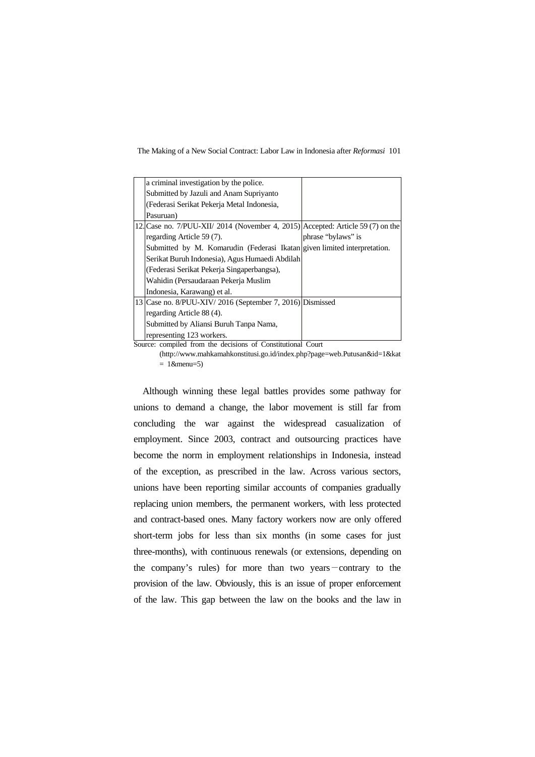| | | |
|---|---|---|
| | a criminal investigation by the police. Submitted by Jazuli and Anam Supriyanto (Federasi Serikat Pekerja Metal Indonesia, Pasuruan) | |
| 12. | Case no. 7/PUU-XII/ 2014 (November 4, 2015) regarding Article 59 (7). Submitted by M. Komarudin (Federasi Ikatan Serikat Buruh Indonesia), Agus Humaedi Abdilah (Federasi Serikat Pekerja Singaperbangsa), Wahidin (Persaudaraan Pekerja Muslim Indonesia, Karawang) et al. | Accepted: Article 59 (7) on the phrase "bylaws" is given limited interpretation. |
| 13 | Case no. 8/PUU-XIV/ 2016 (September 7, 2016) regarding Article 88 (4). Submitted by Aliansi Buruh Tanpa Nama, representing 123 workers. | Dismissed |

Source: compiled from the decisions of Constitutional Court (http://www.mahkamahkonstitusi.go.id/index.php?page=web.Putusan&id=1&kat = 1&menu=5)

Although winning these legal battles provides some pathway for unions to demand a change, the labor movement is still far from concluding the war against the widespread casualization of employment. Since 2003, contract and outsourcing practices have become the norm in employment relationships in Indonesia, instead of the exception, as prescribed in the law. Across various sectors, unions have been reporting similar accounts of companies gradually replacing union members, the permanent workers, with less protected and contract-based ones. Many factory workers now are only offered short-term jobs for less than six months (in some cases for just three-months), with continuous renewals (or extensions, depending on the company's rules) for more than two years－contrary to the provision of the law. Obviously, this is an issue of proper enforcement of the law. This gap between the law on the books and the law in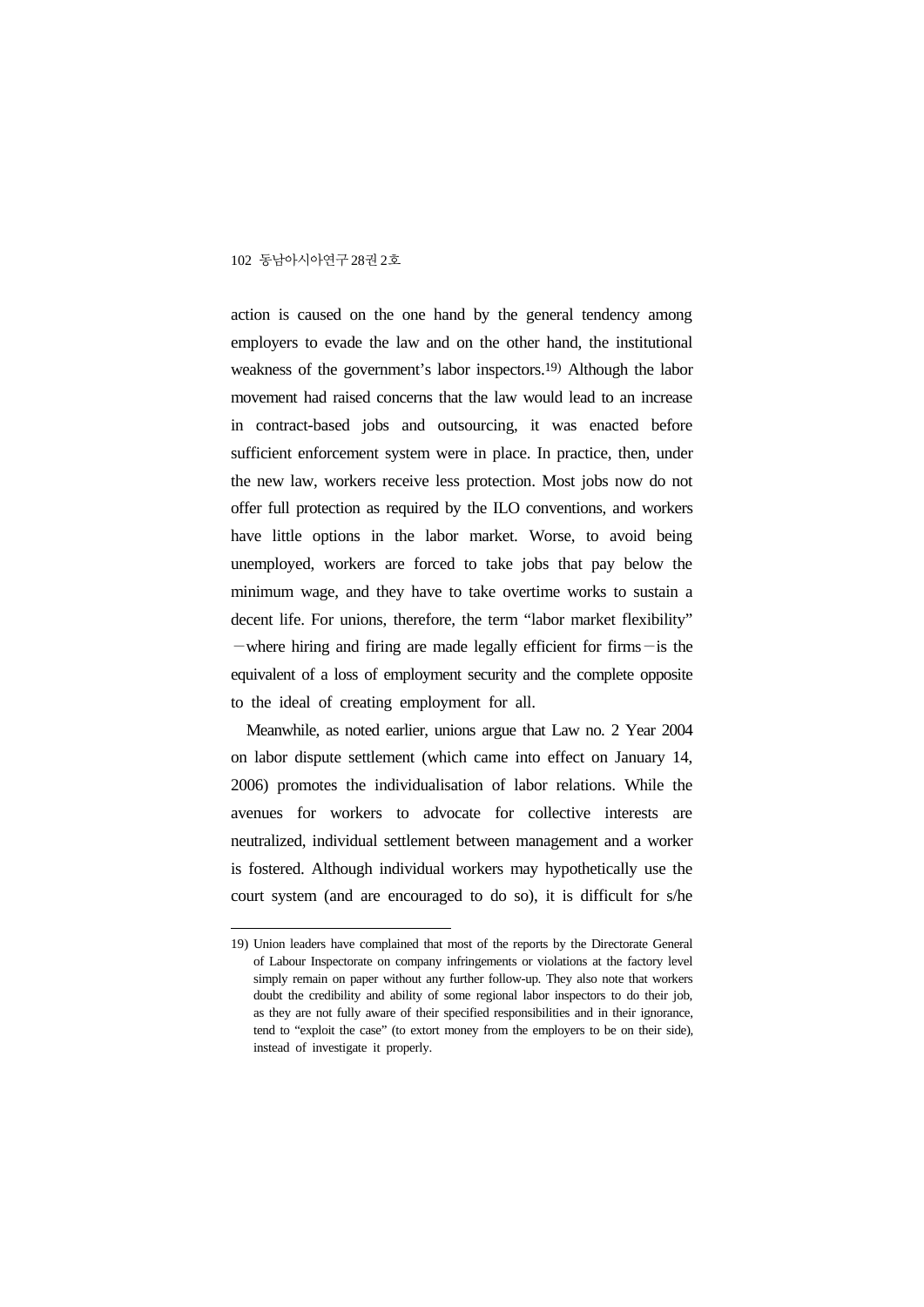action is caused on the one hand by the general tendency among employers to evade the law and on the other hand, the institutional weakness of the government's labor inspectors.[19] Although the labor movement had raised concerns that the law would lead to an increase in contract-based jobs and outsourcing, it was enacted before sufficient enforcement system were in place. In practice, then, under the new law, workers receive less protection. Most jobs now do not offer full protection as required by the ILO conventions, and workers have little options in the labor market. Worse, to avoid being unemployed, workers are forced to take jobs that pay below the minimum wage, and they have to take overtime works to sustain a decent life. For unions, therefore, the term "labor market flexibility" —where hiring and firing are made legally efficient for firms—is the equivalent of a loss of employment security and the complete opposite to the ideal of creating employment for all.

Meanwhile, as noted earlier, unions argue that Law no. 2 Year 2004 on labor dispute settlement (which came into effect on January 14, 2006) promotes the individualisation of labor relations. While the avenues for workers to advocate for collective interests are neutralized, individual settlement between management and a worker is fostered. Although individual workers may hypothetically use the court system (and are encouraged to do so), it is difficult for s/he

---

19) Union leaders have complained that most of the reports by the Directorate General of Labour Inspectorate on company infringements or violations at the factory level simply remain on paper without any further follow-up. They also note that workers doubt the credibility and ability of some regional labor inspectors to do their job, as they are not fully aware of their specified responsibilities and in their ignorance, tend to "exploit the case" (to extort money from the employers to be on their side), instead of investigate it properly.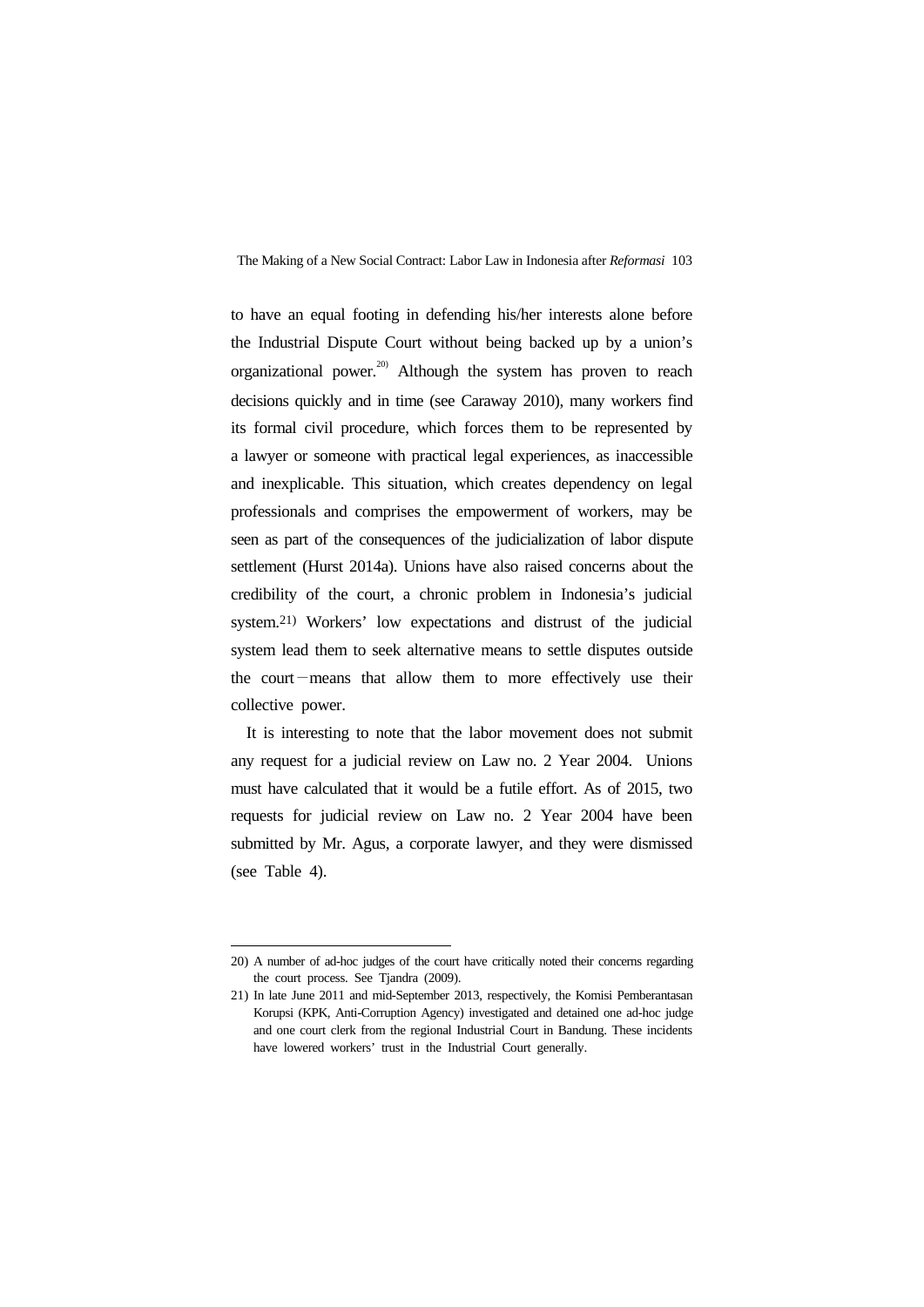to have an equal footing in defending his/her interests alone before the Industrial Dispute Court without being backed up by a union's organizational power.[20] Although the system has proven to reach decisions quickly and in time (see Caraway 2010), many workers find its formal civil procedure, which forces them to be represented by a lawyer or someone with practical legal experiences, as inaccessible and inexplicable. This situation, which creates dependency on legal professionals and comprises the empowerment of workers, may be seen as part of the consequences of the judicialization of labor dispute settlement (Hurst 2014a). Unions have also raised concerns about the credibility of the court, a chronic problem in Indonesia's judicial system.[21] Workers' low expectations and distrust of the judicial system lead them to seek alternative means to settle disputes outside the court—means that allow them to more effectively use their collective power.

It is interesting to note that the labor movement does not submit any request for a judicial review on Law no. 2 Year 2004. Unions must have calculated that it would be a futile effort. As of 2015, two requests for judicial review on Law no. 2 Year 2004 have been submitted by Mr. Agus, a corporate lawyer, and they were dismissed (see Table 4).

---

20) A number of ad-hoc judges of the court have critically noted their concerns regarding the court process. See Tjandra (2009).

21) In late June 2011 and mid-September 2013, respectively, the Komisi Pemberantasan Korupsi (KPK, Anti-Corruption Agency) investigated and detained one ad-hoc judge and one court clerk from the regional Industrial Court in Bandung. These incidents have lowered workers' trust in the Industrial Court generally.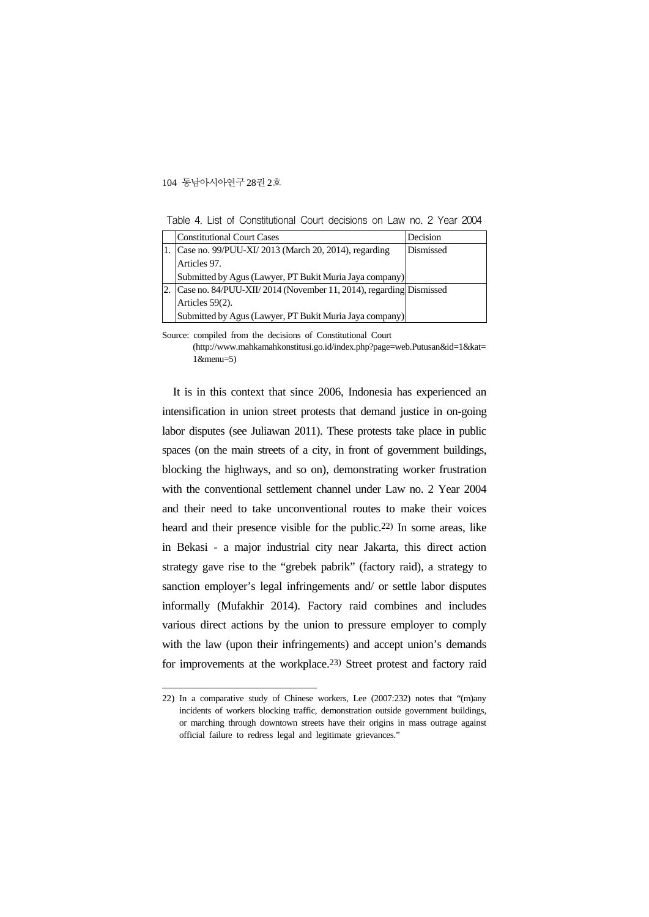Table 4. List of Constitutional Court decisions on Law no. 2 Year 2004

| | Constitutional Court Cases | Decision |
|---|---|---|
| 1. | Case no. 99/PUU-XI/ 2013 (March 20, 2014), regarding Articles 97. Submitted by Agus (Lawyer, PT Bukit Muria Jaya company) | Dismissed |
| 2. | Case no. 84/PUU-XII/ 2014 (November 11, 2014), regarding Articles 59(2). Submitted by Agus (Lawyer, PT Bukit Muria Jaya company) | Dismissed |

Source: compiled from the decisions of Constitutional Court (http://www.mahkamahkonstitusi.go.id/index.php?page=web.Putusan&id=1&kat=1&menu=5)

It is in this context that since 2006, Indonesia has experienced an intensification in union street protests that demand justice in on-going labor disputes (see Juliawan 2011). These protests take place in public spaces (on the main streets of a city, in front of government buildings, blocking the highways, and so on), demonstrating worker frustration with the conventional settlement channel under Law no. 2 Year 2004 and their need to take unconventional routes to make their voices heard and their presence visible for the public.[22] In some areas, like in Bekasi - a major industrial city near Jakarta, this direct action strategy gave rise to the "grebek pabrik" (factory raid), a strategy to sanction employer's legal infringements and/ or settle labor disputes informally (Mufakhir 2014). Factory raid combines and includes various direct actions by the union to pressure employer to comply with the law (upon their infringements) and accept union's demands for improvements at the workplace.[23] Street protest and factory raid

---

22) In a comparative study of Chinese workers, Lee (2007:232) notes that "(m)any incidents of workers blocking traffic, demonstration outside government buildings, or marching through downtown streets have their origins in mass outrage against official failure to redress legal and legitimate grievances."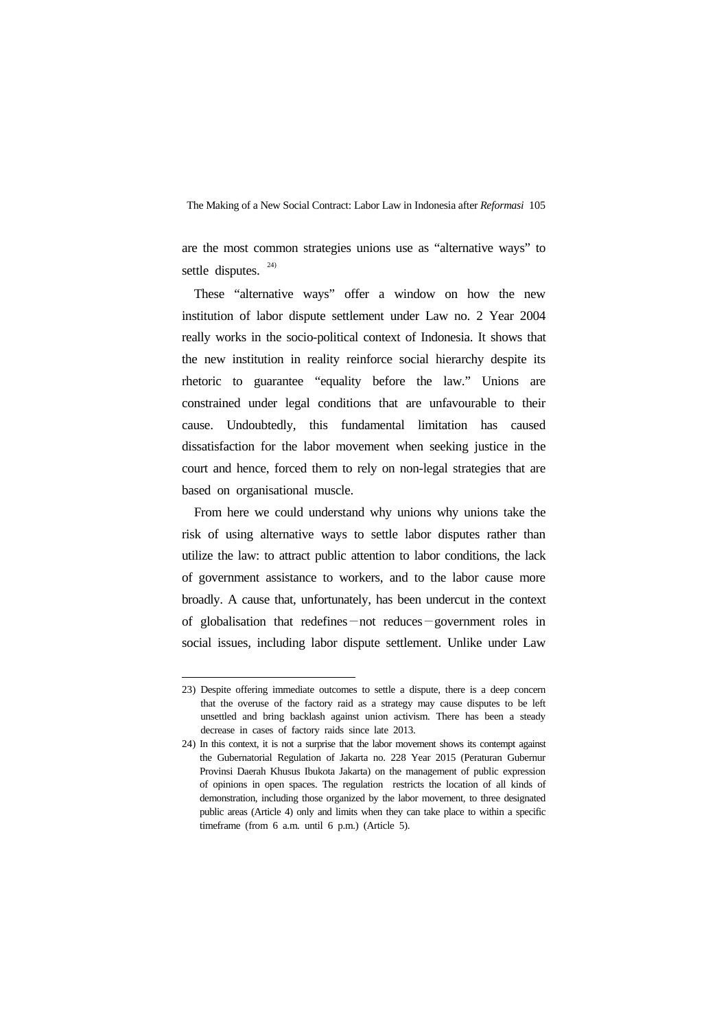are the most common strategies unions use as "alternative ways" to settle disputes. [24)]

These "alternative ways" offer a window on how the new institution of labor dispute settlement under Law no. 2 Year 2004 really works in the socio-political context of Indonesia. It shows that the new institution in reality reinforce social hierarchy despite its rhetoric to guarantee "equality before the law." Unions are constrained under legal conditions that are unfavourable to their cause. Undoubtedly, this fundamental limitation has caused dissatisfaction for the labor movement when seeking justice in the court and hence, forced them to rely on non-legal strategies that are based on organisational muscle.

From here we could understand why unions why unions take the risk of using alternative ways to settle labor disputes rather than utilize the law: to attract public attention to labor conditions, the lack of government assistance to workers, and to the labor cause more broadly. A cause that, unfortunately, has been undercut in the context of globalisation that redefines－not reduces－government roles in social issues, including labor dispute settlement. Unlike under Law

---

23) Despite offering immediate outcomes to settle a dispute, there is a deep concern that the overuse of the factory raid as a strategy may cause disputes to be left unsettled and bring backlash against union activism. There has been a steady decrease in cases of factory raids since late 2013.

24) In this context, it is not a surprise that the labor movement shows its contempt against the Gubernatorial Regulation of Jakarta no. 228 Year 2015 (Peraturan Gubernur Provinsi Daerah Khusus Ibukota Jakarta) on the management of public expression of opinions in open spaces. The regulation restricts the location of all kinds of demonstration, including those organized by the labor movement, to three designated public areas (Article 4) only and limits when they can take place to within a specific timeframe (from 6 a.m. until 6 p.m.) (Article 5).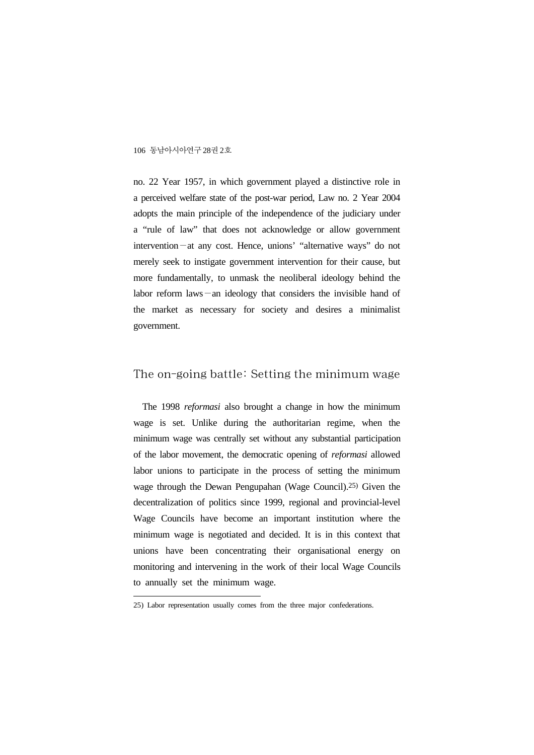no. 22 Year 1957, in which government played a distinctive role in a perceived welfare state of the post-war period, Law no. 2 Year 2004 adopts the main principle of the independence of the judiciary under a "rule of law" that does not acknowledge or allow government intervention－at any cost. Hence, unions' "alternative ways" do not merely seek to instigate government intervention for their cause, but more fundamentally, to unmask the neoliberal ideology behind the labor reform laws－an ideology that considers the invisible hand of the market as necessary for society and desires a minimalist government.

## The on-going battle: Setting the minimum wage

The 1998 *reformasi* also brought a change in how the minimum wage is set. Unlike during the authoritarian regime, when the minimum wage was centrally set without any substantial participation of the labor movement, the democratic opening of *reformasi* allowed labor unions to participate in the process of setting the minimum wage through the Dewan Pengupahan (Wage Council).[25] Given the decentralization of politics since 1999, regional and provincial-level Wage Councils have become an important institution where the minimum wage is negotiated and decided. It is in this context that unions have been concentrating their organisational energy on monitoring and intervening in the work of their local Wage Councils to annually set the minimum wage.

25) Labor representation usually comes from the three major confederations.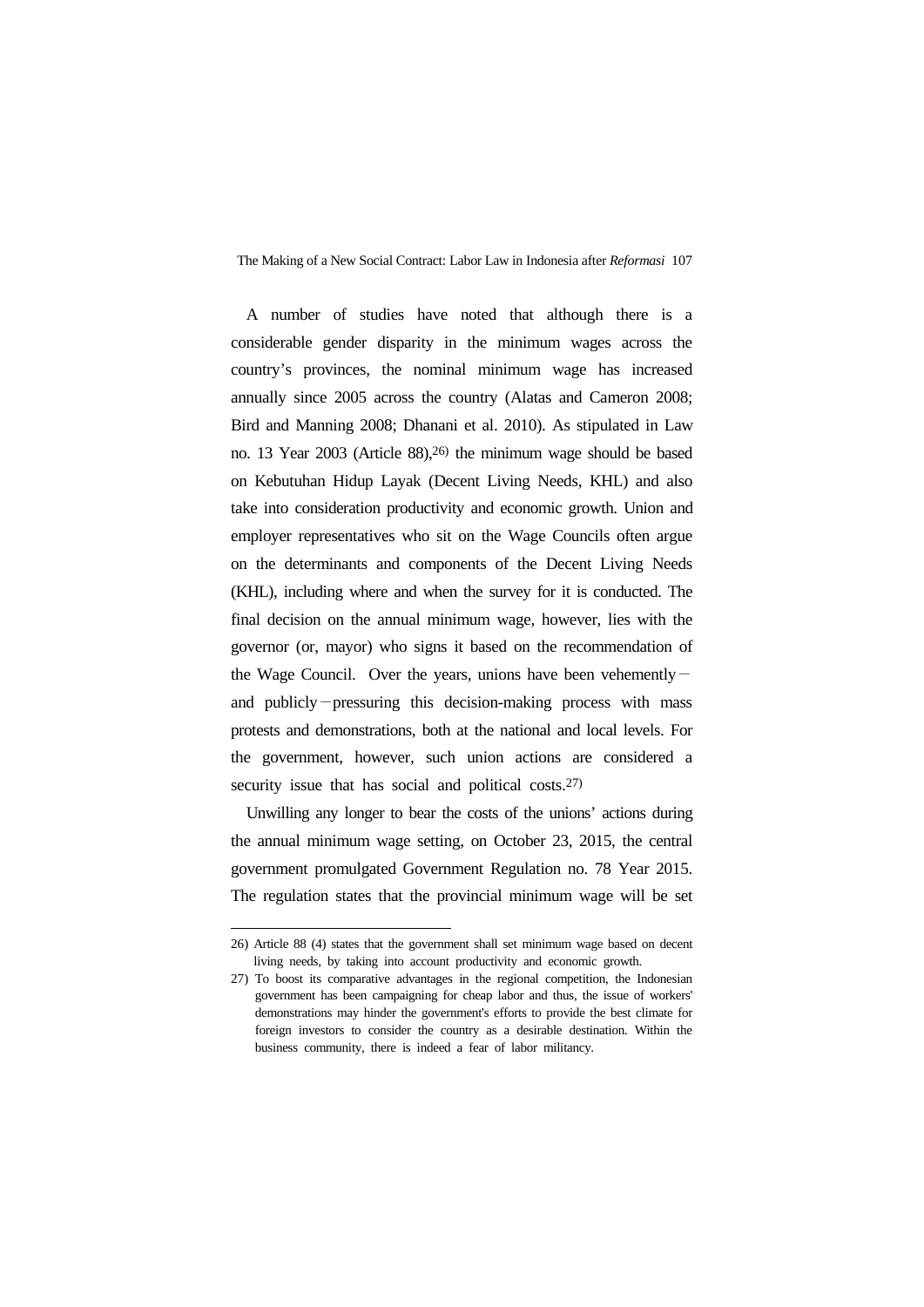A number of studies have noted that although there is a considerable gender disparity in the minimum wages across the country's provinces, the nominal minimum wage has increased annually since 2005 across the country (Alatas and Cameron 2008; Bird and Manning 2008; Dhanani et al. 2010). As stipulated in Law no. 13 Year 2003 (Article 88),[26] the minimum wage should be based on Kebutuhan Hidup Layak (Decent Living Needs, KHL) and also take into consideration productivity and economic growth. Union and employer representatives who sit on the Wage Councils often argue on the determinants and components of the Decent Living Needs (KHL), including where and when the survey for it is conducted. The final decision on the annual minimum wage, however, lies with the governor (or, mayor) who signs it based on the recommendation of the Wage Council. Over the years, unions have been vehemently－and publicly－pressuring this decision-making process with mass protests and demonstrations, both at the national and local levels. For the government, however, such union actions are considered a security issue that has social and political costs.[27]

Unwilling any longer to bear the costs of the unions' actions during the annual minimum wage setting, on October 23, 2015, the central government promulgated Government Regulation no. 78 Year 2015. The regulation states that the provincial minimum wage will be set

---

26) Article 88 (4) states that the government shall set minimum wage based on decent living needs, by taking into account productivity and economic growth.

27) To boost its comparative advantages in the regional competition, the Indonesian government has been campaigning for cheap labor and thus, the issue of workers' demonstrations may hinder the government's efforts to provide the best climate for foreign investors to consider the country as a desirable destination. Within the business community, there is indeed a fear of labor militancy.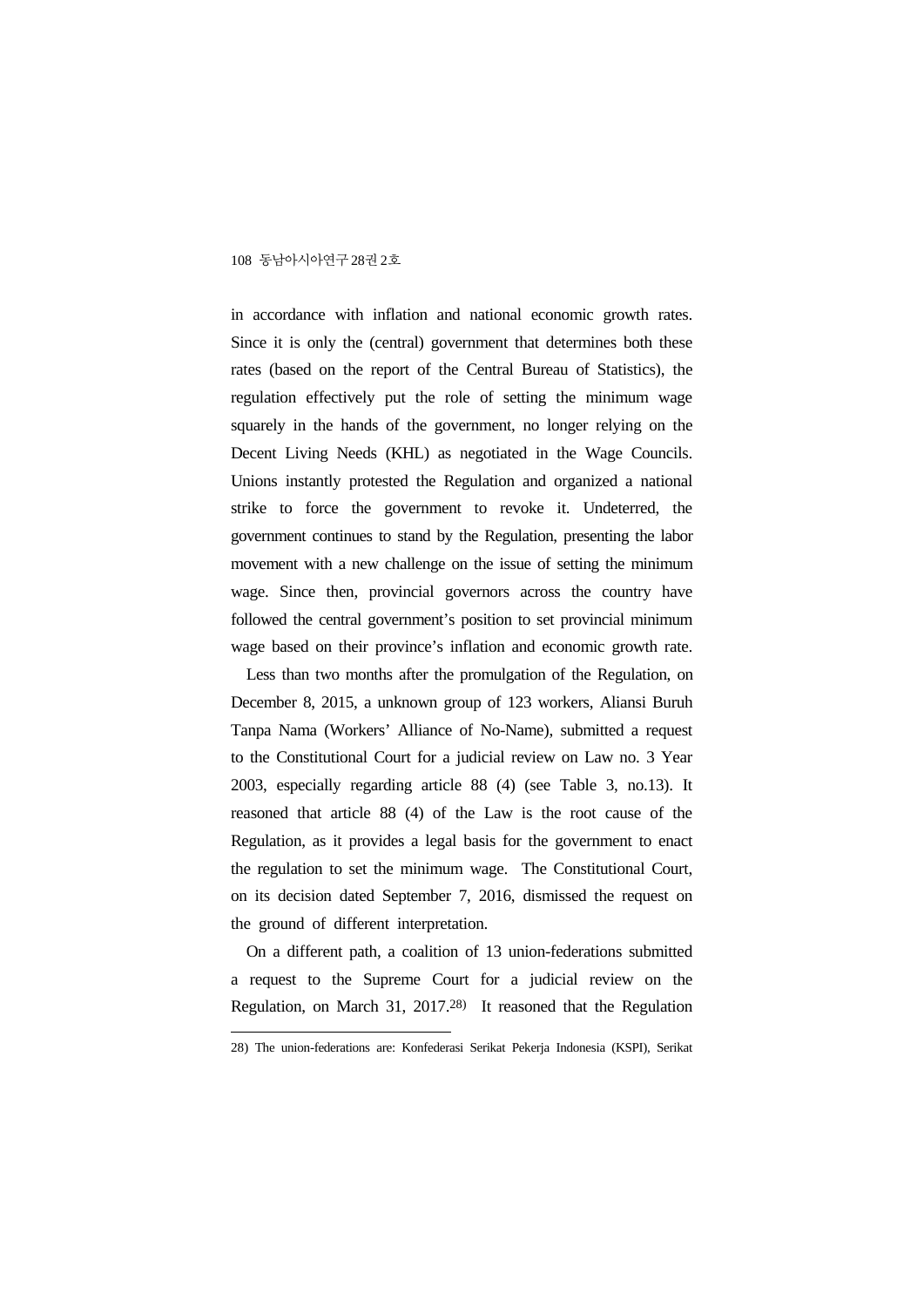in accordance with inflation and national economic growth rates. Since it is only the (central) government that determines both these rates (based on the report of the Central Bureau of Statistics), the regulation effectively put the role of setting the minimum wage squarely in the hands of the government, no longer relying on the Decent Living Needs (KHL) as negotiated in the Wage Councils. Unions instantly protested the Regulation and organized a national strike to force the government to revoke it. Undeterred, the government continues to stand by the Regulation, presenting the labor movement with a new challenge on the issue of setting the minimum wage. Since then, provincial governors across the country have followed the central government's position to set provincial minimum wage based on their province's inflation and economic growth rate.

Less than two months after the promulgation of the Regulation, on December 8, 2015, a unknown group of 123 workers, Aliansi Buruh Tanpa Nama (Workers' Alliance of No-Name), submitted a request to the Constitutional Court for a judicial review on Law no. 3 Year 2003, especially regarding article 88 (4) (see Table 3, no.13). It reasoned that article 88 (4) of the Law is the root cause of the Regulation, as it provides a legal basis for the government to enact the regulation to set the minimum wage. The Constitutional Court, on its decision dated September 7, 2016, dismissed the request on the ground of different interpretation.

On a different path, a coalition of 13 union-federations submitted a request to the Supreme Court for a judicial review on the Regulation, on March 31, 2017.[28] It reasoned that the Regulation

28) The union-federations are: Konfederasi Serikat Pekerja Indonesia (KSPI), Serikat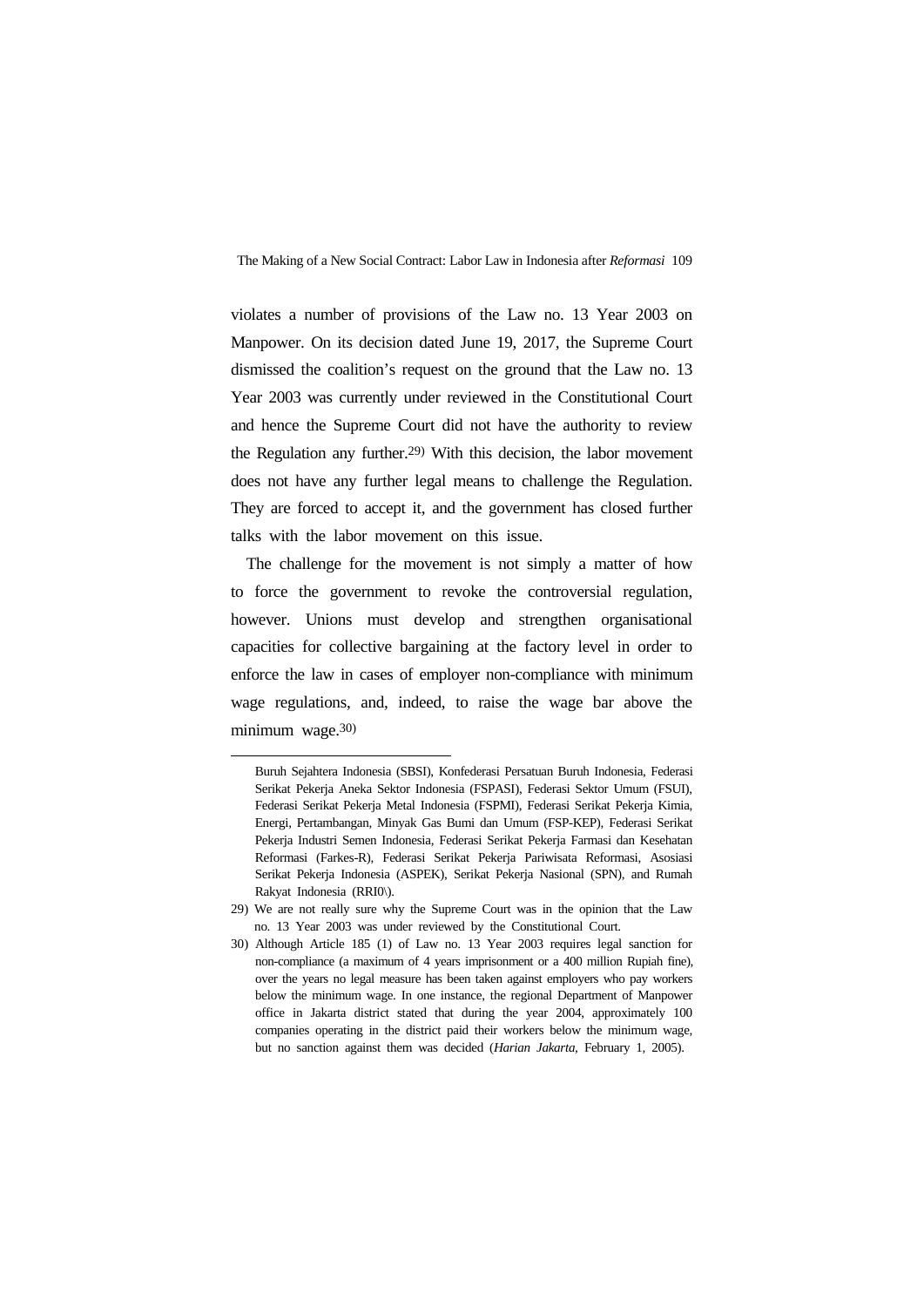violates a number of provisions of the Law no. 13 Year 2003 on Manpower. On its decision dated June 19, 2017, the Supreme Court dismissed the coalition's request on the ground that the Law no. 13 Year 2003 was currently under reviewed in the Constitutional Court and hence the Supreme Court did not have the authority to review the Regulation any further.[29] With this decision, the labor movement does not have any further legal means to challenge the Regulation. They are forced to accept it, and the government has closed further talks with the labor movement on this issue.

The challenge for the movement is not simply a matter of how to force the government to revoke the controversial regulation, however. Unions must develop and strengthen organisational capacities for collective bargaining at the factory level in order to enforce the law in cases of employer non-compliance with minimum wage regulations, and, indeed, to raise the wage bar above the minimum wage.[30]

---

Buruh Sejahtera Indonesia (SBSI), Konfederasi Persatuan Buruh Indonesia, Federasi Serikat Pekerja Aneka Sektor Indonesia (FSPASI), Federasi Sektor Umum (FSUI), Federasi Serikat Pekerja Metal Indonesia (FSPMI), Federasi Serikat Pekerja Kimia, Energi, Pertambangan, Minyak Gas Bumi dan Umum (FSP-KEP), Federasi Serikat Pekerja Industri Semen Indonesia, Federasi Serikat Pekerja Farmasi dan Kesehatan Reformasi (Farkes-R), Federasi Serikat Pekerja Pariwisata Reformasi, Asosiasi Serikat Pekerja Indonesia (ASPEK), Serikat Pekerja Nasional (SPN), and Rumah Rakyat Indonesia (RRI0\).

29) We are not really sure why the Supreme Court was in the opinion that the Law no. 13 Year 2003 was under reviewed by the Constitutional Court.

30) Although Article 185 (1) of Law no. 13 Year 2003 requires legal sanction for non-compliance (a maximum of 4 years imprisonment or a 400 million Rupiah fine), over the years no legal measure has been taken against employers who pay workers below the minimum wage. In one instance, the regional Department of Manpower office in Jakarta district stated that during the year 2004, approximately 100 companies operating in the district paid their workers below the minimum wage, but no sanction against them was decided (*Harian Jakarta,* February 1, 2005).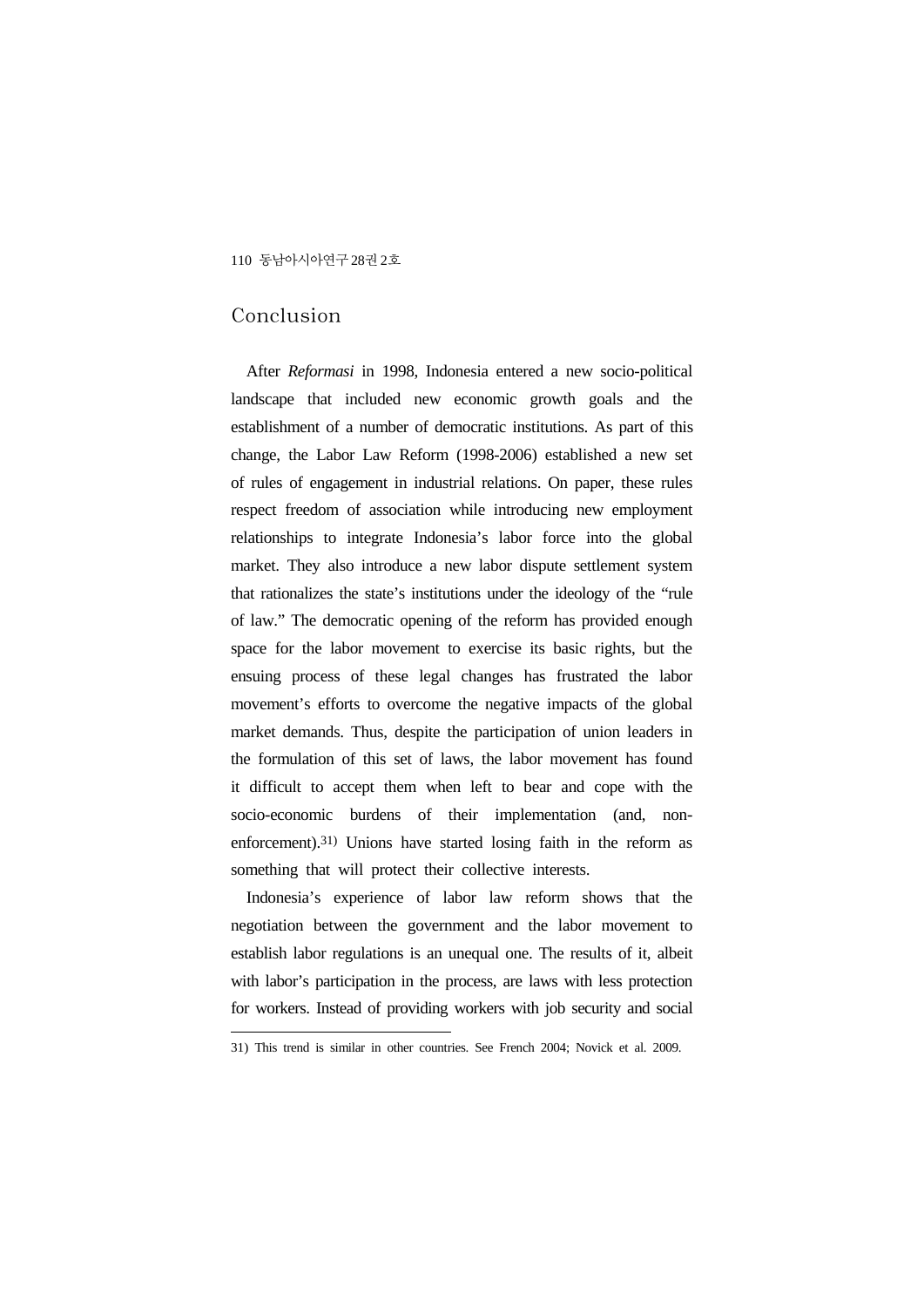## Conclusion

After *Reformasi* in 1998, Indonesia entered a new socio-political landscape that included new economic growth goals and the establishment of a number of democratic institutions. As part of this change, the Labor Law Reform (1998-2006) established a new set of rules of engagement in industrial relations. On paper, these rules respect freedom of association while introducing new employment relationships to integrate Indonesia's labor force into the global market. They also introduce a new labor dispute settlement system that rationalizes the state's institutions under the ideology of the "rule of law." The democratic opening of the reform has provided enough space for the labor movement to exercise its basic rights, but the ensuing process of these legal changes has frustrated the labor movement's efforts to overcome the negative impacts of the global market demands. Thus, despite the participation of union leaders in the formulation of this set of laws, the labor movement has found it difficult to accept them when left to bear and cope with the socio-economic burdens of their implementation (and, non-enforcement).[31] Unions have started losing faith in the reform as something that will protect their collective interests.

Indonesia's experience of labor law reform shows that the negotiation between the government and the labor movement to establish labor regulations is an unequal one. The results of it, albeit with labor's participation in the process, are laws with less protection for workers. Instead of providing workers with job security and social

---

31) This trend is similar in other countries. See French 2004; Novick et al. 2009.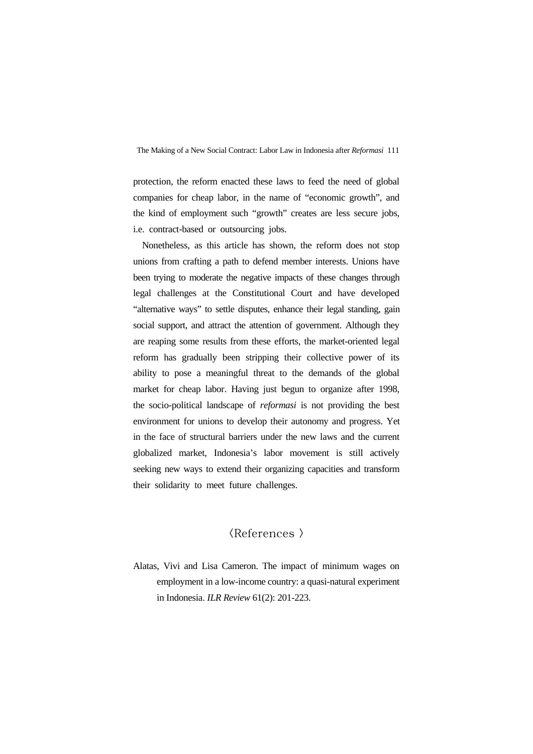protection, the reform enacted these laws to feed the need of global companies for cheap labor, in the name of "economic growth", and the kind of employment such "growth" creates are less secure jobs, i.e. contract-based or outsourcing jobs.

Nonetheless, as this article has shown, the reform does not stop unions from crafting a path to defend member interests. Unions have been trying to moderate the negative impacts of these changes through legal challenges at the Constitutional Court and have developed "alternative ways" to settle disputes, enhance their legal standing, gain social support, and attract the attention of government. Although they are reaping some results from these efforts, the market-oriented legal reform has gradually been stripping their collective power of its ability to pose a meaningful threat to the demands of the global market for cheap labor. Having just begun to organize after 1998, the socio-political landscape of *reformasi* is not providing the best environment for unions to develop their autonomy and progress. Yet in the face of structural barriers under the new laws and the current globalized market, Indonesia's labor movement is still actively seeking new ways to extend their organizing capacities and transform their solidarity to meet future challenges.

## 〈References 〉

Alatas, Vivi and Lisa Cameron. The impact of minimum wages on employment in a low-income country: a quasi-natural experiment in Indonesia. *ILR Review* 61(2): 201-223.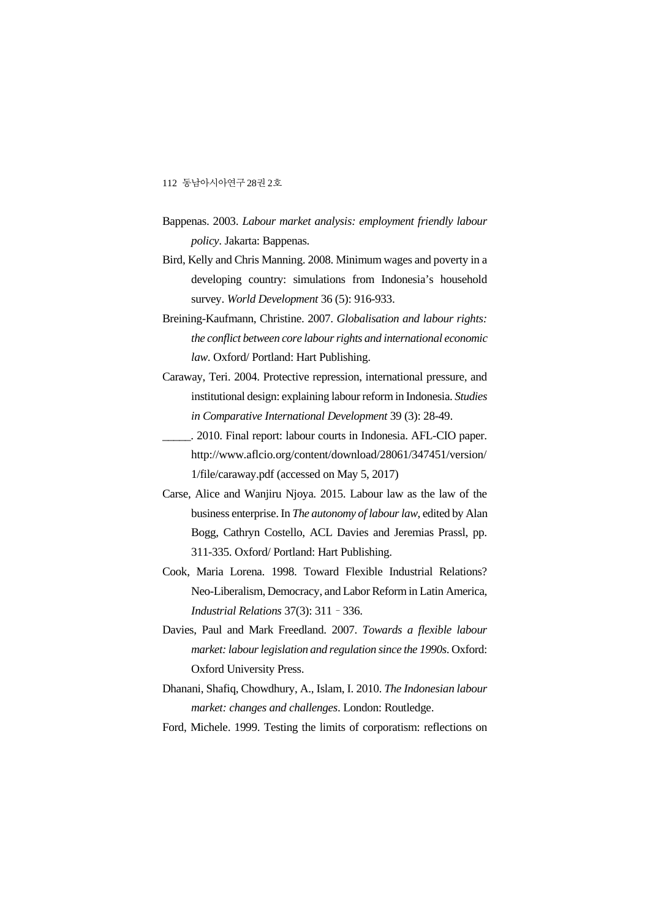Bappenas. 2003. *Labour market analysis: employment friendly labour policy*. Jakarta: Bappenas.

Bird, Kelly and Chris Manning. 2008. Minimum wages and poverty in a developing country: simulations from Indonesia's household survey. *World Development* 36 (5): 916-933.

Breining-Kaufmann, Christine. 2007. *Globalisation and labour rights: the conflict between core labour rights and international economic law*. Oxford/ Portland: Hart Publishing.

Caraway, Teri. 2004. Protective repression, international pressure, and institutional design: explaining labour reform in Indonesia. *Studies in Comparative International Development* 39 (3): 28-49.

_____. 2010. Final report: labour courts in Indonesia. AFL-CIO paper. http://www.aflcio.org/content/download/28061/347451/version/1/file/caraway.pdf (accessed on May 5, 2017)

Carse, Alice and Wanjiru Njoya. 2015. Labour law as the law of the business enterprise. In *The autonomy of labour law*, edited by Alan Bogg, Cathryn Costello, ACL Davies and Jeremias Prassl, pp. 311-335. Oxford/ Portland: Hart Publishing.

Cook, Maria Lorena. 1998. Toward Flexible Industrial Relations? Neo-Liberalism, Democracy, and Labor Reform in Latin America, *Industrial Relations* 37(3): 311–336.

Davies, Paul and Mark Freedland. 2007. *Towards a flexible labour market: labour legislation and regulation since the 1990s*. Oxford: Oxford University Press.

Dhanani, Shafiq, Chowdhury, A., Islam, I. 2010. *The Indonesian labour market: changes and challenges*. London: Routledge.

Ford, Michele. 1999. Testing the limits of corporatism: reflections on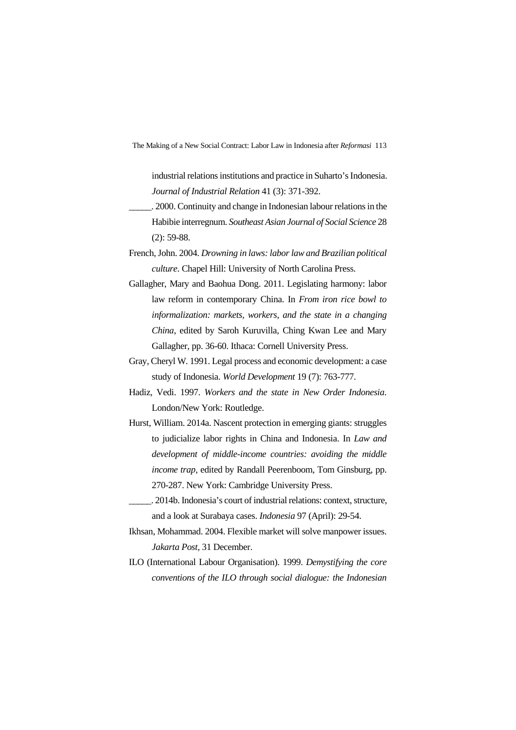industrial relations institutions and practice in Suharto's Indonesia. *Journal of Industrial Relation* 41 (3): 371-392.

_____. 2000. Continuity and change in Indonesian labour relations in the Habibie interregnum. *Southeast Asian Journal of Social Science* 28 (2): 59-88.

French, John. 2004. *Drowning in laws: labor law and Brazilian political culture*. Chapel Hill: University of North Carolina Press.

Gallagher, Mary and Baohua Dong. 2011. Legislating harmony: labor law reform in contemporary China. In *From iron rice bowl to informalization: markets, workers, and the state in a changing China*, edited by Saroh Kuruvilla, Ching Kwan Lee and Mary Gallagher, pp. 36-60. Ithaca: Cornell University Press.

Gray, Cheryl W. 1991. Legal process and economic development: a case study of Indonesia. *World Development* 19 (7): 763-777.

Hadiz, Vedi. 1997. *Workers and the state in New Order Indonesia*. London/New York: Routledge.

Hurst, William. 2014a. Nascent protection in emerging giants: struggles to judicialize labor rights in China and Indonesia. In *Law and development of middle-income countries: avoiding the middle income trap*, edited by Randall Peerenboom, Tom Ginsburg, pp. 270-287. New York: Cambridge University Press.

_____. 2014b. Indonesia's court of industrial relations: context, structure, and a look at Surabaya cases. *Indonesia* 97 (April): 29-54.

Ikhsan, Mohammad. 2004. Flexible market will solve manpower issues. *Jakarta Post*, 31 December.

ILO (International Labour Organisation). 1999. *Demystifying the core conventions of the ILO through social dialogue: the Indonesian*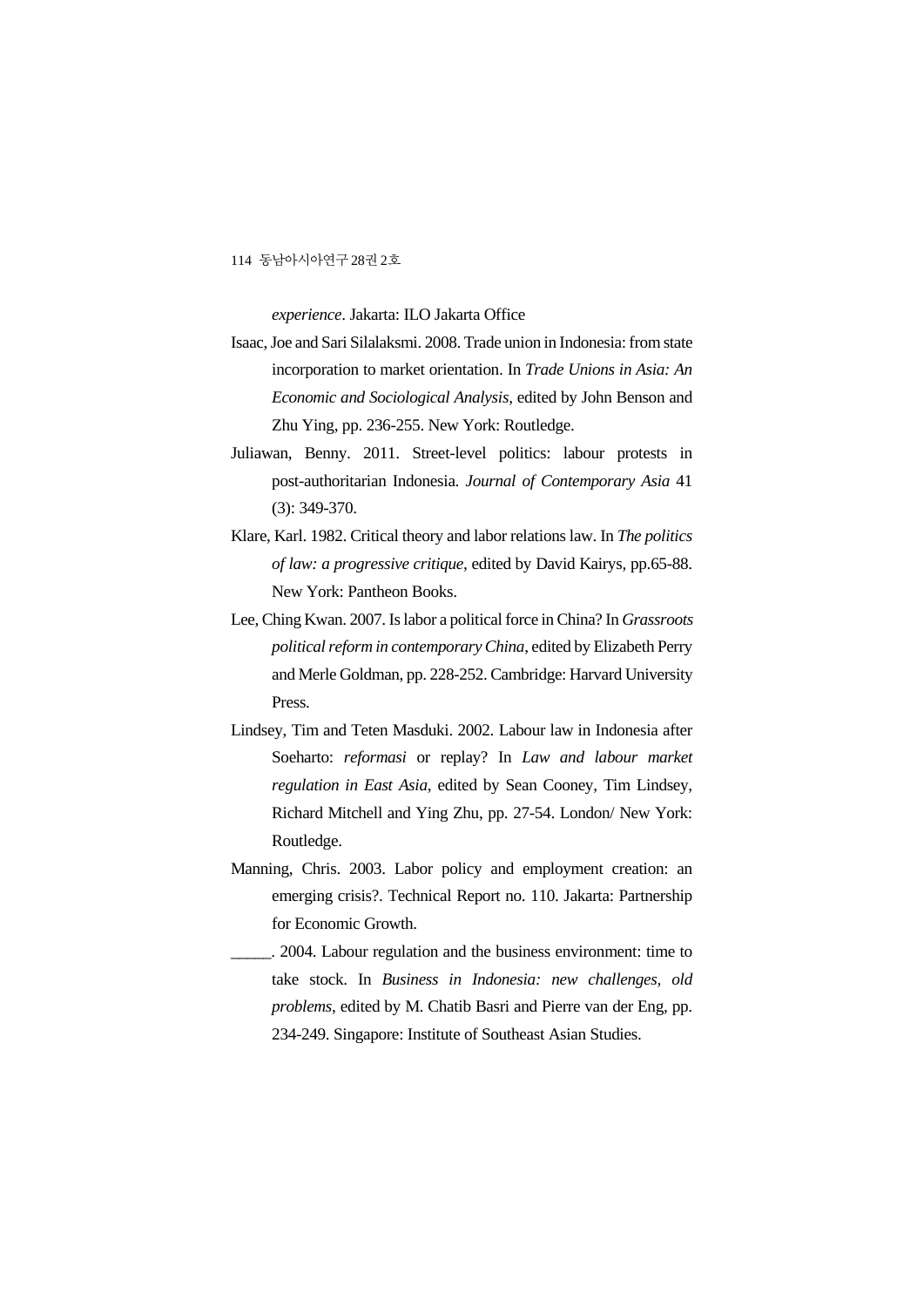*experience*. Jakarta: ILO Jakarta Office

Isaac, Joe and Sari Silalaksmi. 2008. Trade union in Indonesia: from state incorporation to market orientation. In *Trade Unions in Asia: An Economic and Sociological Analysis*, edited by John Benson and Zhu Ying, pp. 236-255. New York: Routledge.

Juliawan, Benny. 2011. Street-level politics: labour protests in post-authoritarian Indonesia. *Journal of Contemporary Asia* 41 (3): 349-370.

Klare, Karl. 1982. Critical theory and labor relations law. In *The politics of law: a progressive critique*, edited by David Kairys, pp.65-88. New York: Pantheon Books.

Lee, Ching Kwan. 2007. Is labor a political force in China? In *Grassroots political reform in contemporary China*, edited by Elizabeth Perry and Merle Goldman, pp. 228-252. Cambridge: Harvard University Press.

Lindsey, Tim and Teten Masduki. 2002. Labour law in Indonesia after Soeharto: *reformasi* or replay? In *Law and labour market regulation in East Asia*, edited by Sean Cooney, Tim Lindsey, Richard Mitchell and Ying Zhu, pp. 27-54. London/ New York: Routledge.

Manning, Chris. 2003. Labor policy and employment creation: an emerging crisis?. Technical Report no. 110. Jakarta: Partnership for Economic Growth.

_____. 2004. Labour regulation and the business environment: time to take stock. In *Business in Indonesia: new challenges, old problems*, edited by M. Chatib Basri and Pierre van der Eng, pp. 234-249. Singapore: Institute of Southeast Asian Studies.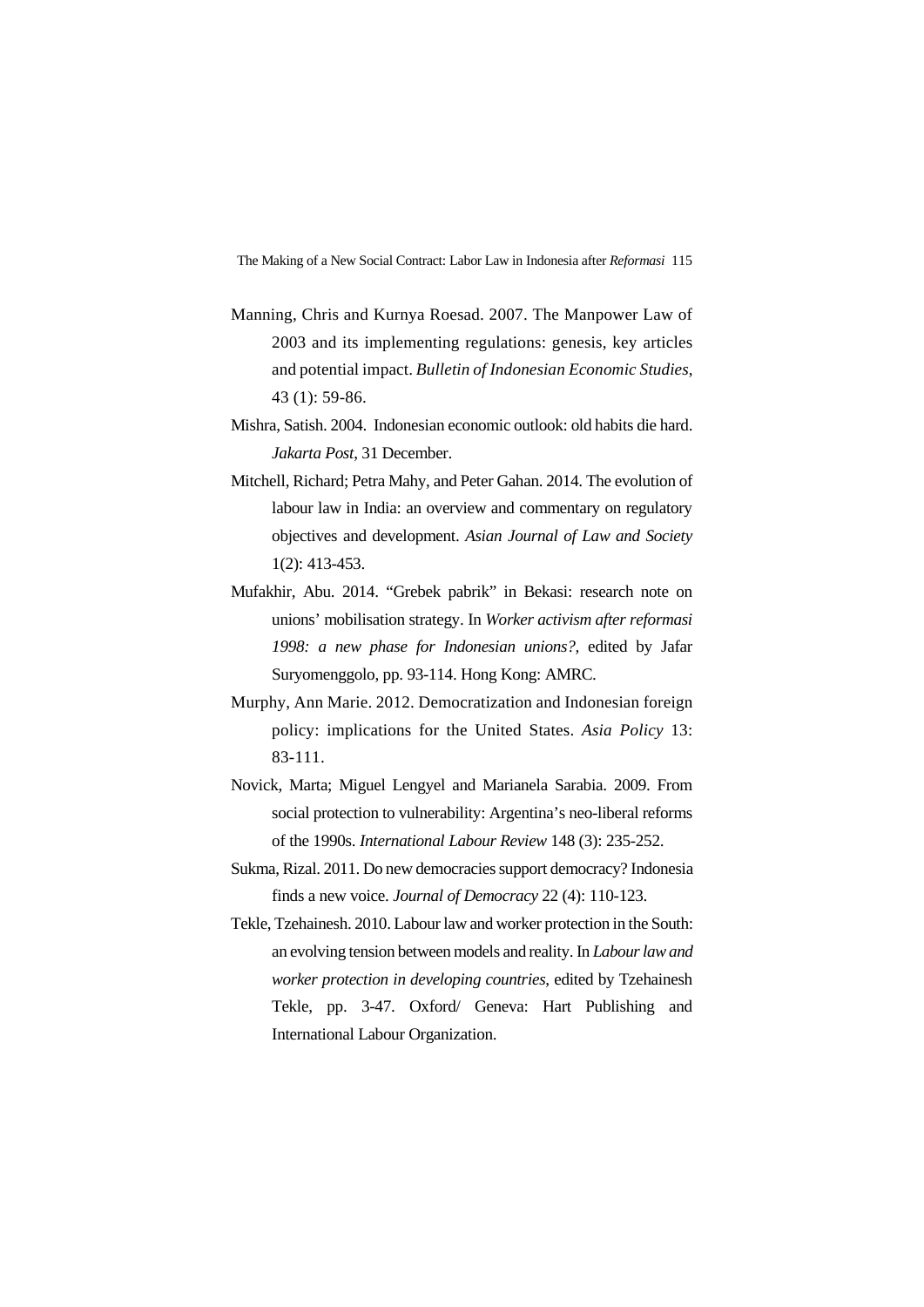Manning, Chris and Kurnya Roesad. 2007. The Manpower Law of 2003 and its implementing regulations: genesis, key articles and potential impact. *Bulletin of Indonesian Economic Studies*, 43 (1): 59-86.

Mishra, Satish. 2004. Indonesian economic outlook: old habits die hard. *Jakarta Post*, 31 December.

Mitchell, Richard; Petra Mahy, and Peter Gahan. 2014. The evolution of labour law in India: an overview and commentary on regulatory objectives and development. *Asian Journal of Law and Society* 1(2): 413-453.

Mufakhir, Abu. 2014. "Grebek pabrik" in Bekasi: research note on unions' mobilisation strategy. In *Worker activism after reformasi 1998: a new phase for Indonesian unions?,* edited by Jafar Suryomenggolo, pp. 93-114. Hong Kong: AMRC.

Murphy, Ann Marie. 2012. Democratization and Indonesian foreign policy: implications for the United States. *Asia Policy* 13: 83-111.

Novick, Marta; Miguel Lengyel and Marianela Sarabia. 2009. From social protection to vulnerability: Argentina's neo-liberal reforms of the 1990s. *International Labour Review* 148 (3): 235-252.

Sukma, Rizal. 2011. Do new democracies support democracy? Indonesia finds a new voice. *Journal of Democracy* 22 (4): 110-123.

Tekle, Tzehainesh. 2010. Labour law and worker protection in the South: an evolving tension between models and reality. In *Labour law and worker protection in developing countries*, edited by Tzehainesh Tekle, pp. 3-47. Oxford/ Geneva: Hart Publishing and International Labour Organization.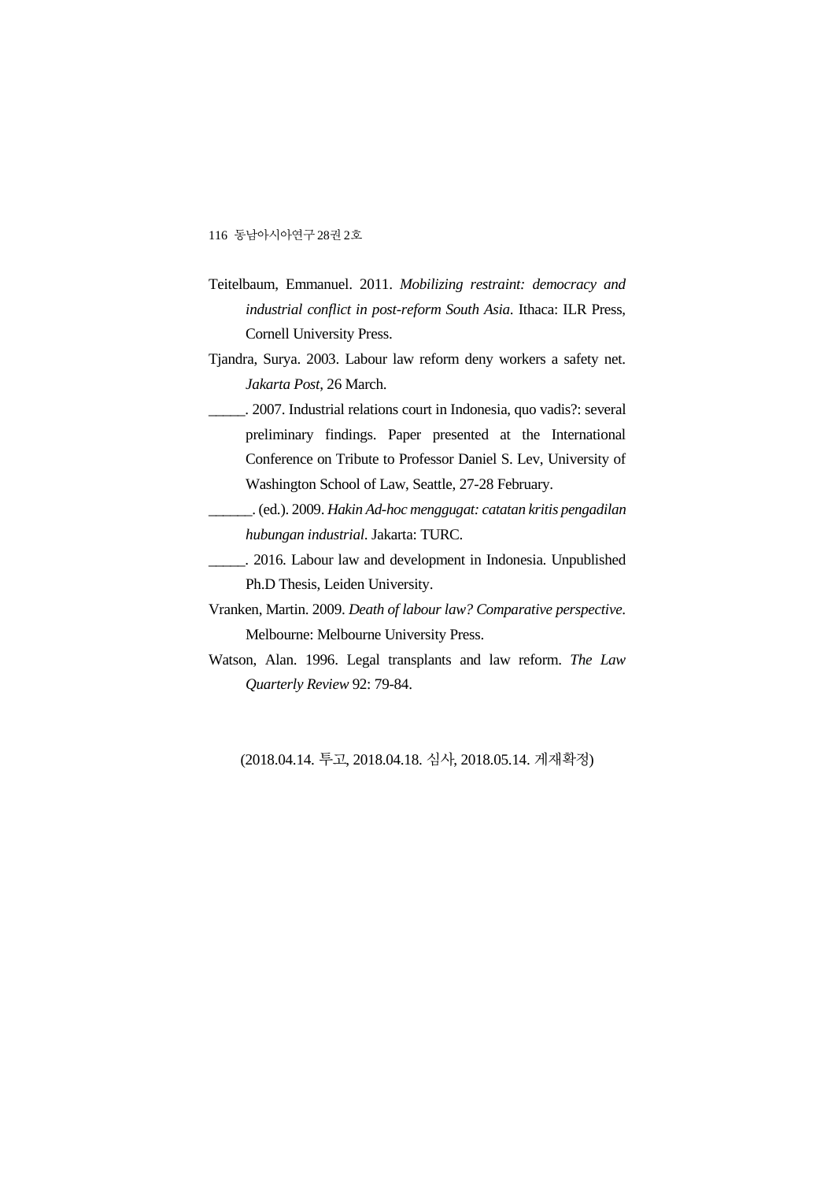Teitelbaum, Emmanuel. 2011. *Mobilizing restraint: democracy and industrial conflict in post-reform South Asia*. Ithaca: ILR Press, Cornell University Press.

Tjandra, Surya. 2003. Labour law reform deny workers a safety net. *Jakarta Post*, 26 March.

_____. 2007. Industrial relations court in Indonesia, quo vadis?: several preliminary findings. Paper presented at the International Conference on Tribute to Professor Daniel S. Lev, University of Washington School of Law, Seattle, 27-28 February.

______. (ed.). 2009. *Hakin Ad-hoc menggugat: catatan kritis pengadilan hubungan industrial*. Jakarta: TURC.

_____. 2016. Labour law and development in Indonesia. Unpublished Ph.D Thesis, Leiden University.

Vranken, Martin. 2009. *Death of labour law? Comparative perspective*. Melbourne: Melbourne University Press.

Watson, Alan. 1996. Legal transplants and law reform. *The Law Quarterly Review* 92: 79-84.

(2018.04.14. 투고, 2018.04.18. 심사, 2018.05.14. 게재확정)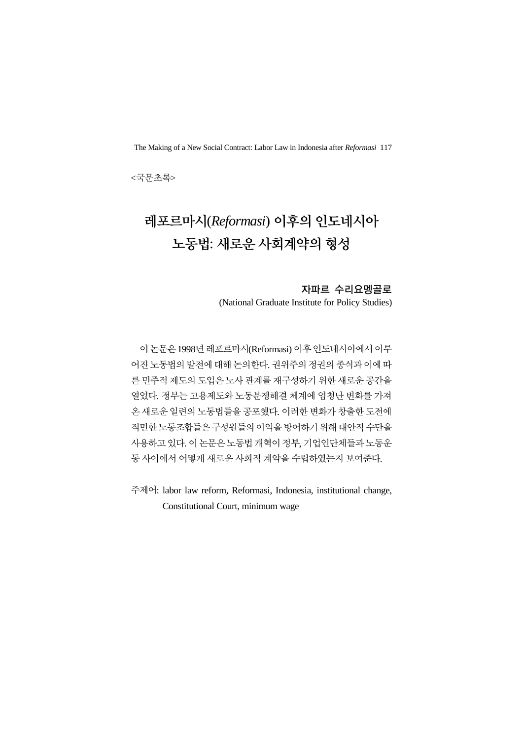<국문초록>

# 레포르마시(*Reformasi*) 이후의 인도네시아 노동법: 새로운 사회계약의 형성

**자파르 수리요멩골로**

(National Graduate Institute for Policy Studies)

이 논문은 1998년 레포르마시(Reformasi) 이후 인도네시아에서 이루어진 노동법의 발전에 대해 논의한다. 권위주의 정권의 종식과 이에 따른 민주적 제도의 도입은 노사 관계를 재구성하기 위한 새로운 공간을 열었다. 정부는 고용제도와 노동분쟁해결 체계에 엄청난 변화를 가져온 새로운 일련의 노동법들을 공포했다. 이러한 변화가 창출한 도전에 직면한 노동조합들은 구성원들의 이익을 방어하기 위해 대안적 수단을 사용하고 있다. 이 논문은 노동법 개혁이 정부, 기업인단체들과 노동운동 사이에서 어떻게 새로운 사회적 계약을 수립하였는지 보여준다.

주제어: labor law reform, Reformasi, Indonesia, institutional change, Constitutional Court, minimum wage